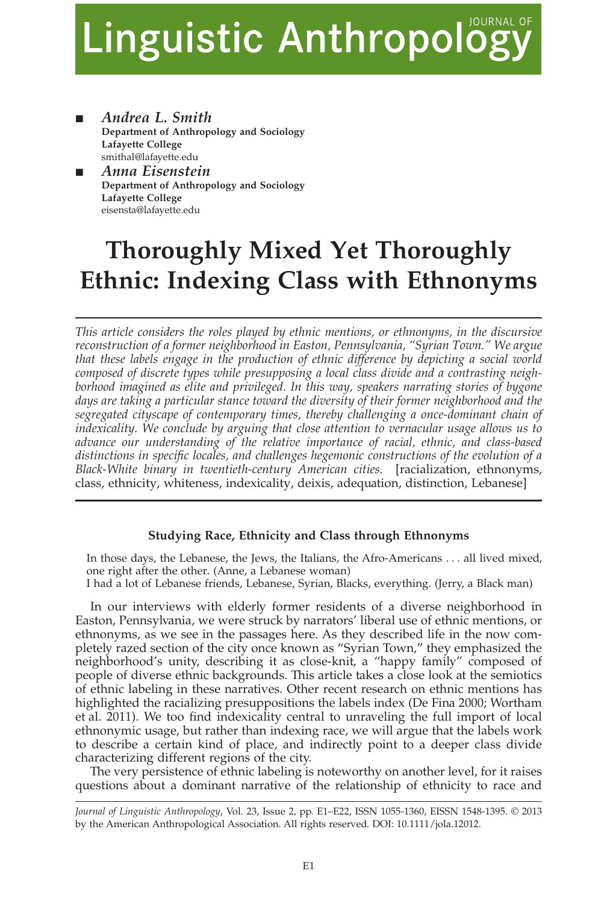# Journal of Linguistic Anthropology

- *Andrea L. Smith*
  **Department of Anthropology and Sociology**
  **Lafayette College**
  smithal@lafayette.edu
- *Anna Eisenstein*
  **Department of Anthropology and Sociology**
  **Lafayette College**
  eisensta@lafayette.edu

# Thoroughly Mixed Yet Thoroughly Ethnic: Indexing Class with Ethnonyms

*This article considers the roles played by ethnic mentions, or ethnonyms, in the discursive reconstruction of a former neighborhood in Easton, Pennsylvania, "Syrian Town." We argue that these labels engage in the production of ethnic difference by depicting a social world composed of discrete types while presupposing a local class divide and a contrasting neighborhood imagined as elite and privileged. In this way, speakers narrating stories of bygone days are taking a particular stance toward the diversity of their former neighborhood and the segregated cityscape of contemporary times, thereby challenging a once-dominant chain of indexicality. We conclude by arguing that close attention to vernacular usage allows us to advance our understanding of the relative importance of racial, ethnic, and class-based distinctions in specific locales, and challenges hegemonic constructions of the evolution of a Black-White binary in twentieth-century American cities.* [racialization, ethnonyms, class, ethnicity, whiteness, indexicality, deixis, adequation, distinction, Lebanese]

## Studying Race, Ethnicity and Class through Ethnonyms

> In those days, the Lebanese, the Jews, the Italians, the Afro-Americans . . . all lived mixed, one right after the other. (Anne, a Lebanese woman)
>
> I had a lot of Lebanese friends, Lebanese, Syrian, Blacks, everything. (Jerry, a Black man)

In our interviews with elderly former residents of a diverse neighborhood in Easton, Pennsylvania, we were struck by narrators' liberal use of ethnic mentions, or ethnonyms, as we see in the passages here. As they described life in the now completely razed section of the city once known as "Syrian Town," they emphasized the neighborhood's unity, describing it as close-knit, a "happy family" composed of people of diverse ethnic backgrounds. This article takes a close look at the semiotics of ethnic labeling in these narratives. Other recent research on ethnic mentions has highlighted the racializing presuppositions the labels index (De Fina 2000; Wortham et al. 2011). We too find indexicality central to unraveling the full import of local ethnonymic usage, but rather than indexing race, we will argue that the labels work to describe a certain kind of place, and indirectly point to a deeper class divide characterizing different regions of the city.

The very persistence of ethnic labeling is noteworthy on another level, for it raises questions about a dominant narrative of the relationship of ethnicity to race and

*Journal of Linguistic Anthropology*, Vol. 23, Issue 2, pp. E1–E22, ISSN 1055-1360, EISSN 1548-1395. © 2013 by the American Anthropological Association. All rights reserved. DOI: 10.1111/jola.12012.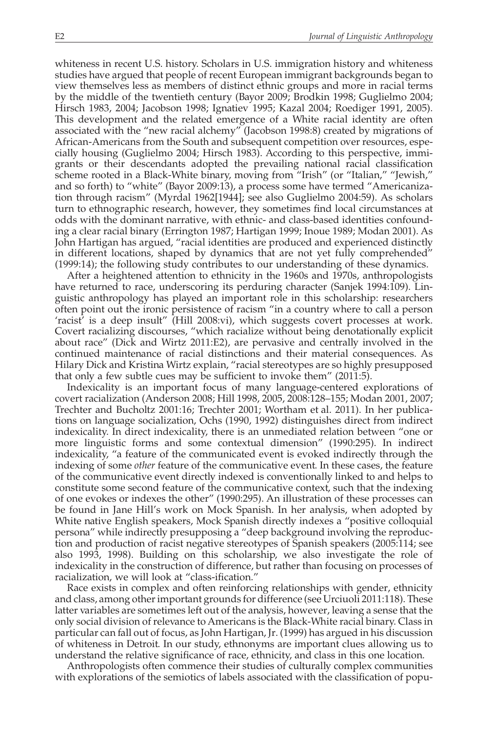whiteness in recent U.S. history. Scholars in U.S. immigration history and whiteness studies have argued that people of recent European immigrant backgrounds began to view themselves less as members of distinct ethnic groups and more in racial terms by the middle of the twentieth century (Bayor 2009; Brodkin 1998; Guglielmo 2004; Hirsch 1983, 2004; Jacobson 1998; Ignatiev 1995; Kazal 2004; Roediger 1991, 2005). This development and the related emergence of a White racial identity are often associated with the "new racial alchemy" (Jacobson 1998:8) created by migrations of African-Americans from the South and subsequent competition over resources, especially housing (Guglielmo 2004; Hirsch 1983). According to this perspective, immigrants or their descendants adopted the prevailing national racial classification scheme rooted in a Black-White binary, moving from "Irish" (or "Italian," "Jewish," and so forth) to "white" (Bayor 2009:13), a process some have termed "Americanization through racism" (Myrdal 1962[1944]; see also Guglielmo 2004:59). As scholars turn to ethnographic research, however, they sometimes find local circumstances at odds with the dominant narrative, with ethnic- and class-based identities confounding a clear racial binary (Errington 1987; Hartigan 1999; Inoue 1989; Modan 2001). As John Hartigan has argued, "racial identities are produced and experienced distinctly in different locations, shaped by dynamics that are not yet fully comprehended" (1999:14); the following study contributes to our understanding of these dynamics.

After a heightened attention to ethnicity in the 1960s and 1970s, anthropologists have returned to race, underscoring its perduring character (Sanjek 1994:109). Linguistic anthropology has played an important role in this scholarship: researchers often point out the ironic persistence of racism "in a country where to call a person 'racist' is a deep insult" (Hill 2008:vi), which suggests covert processes at work. Covert racializing discourses, "which racialize without being denotationally explicit about race" (Dick and Wirtz 2011:E2), are pervasive and centrally involved in the continued maintenance of racial distinctions and their material consequences. As Hilary Dick and Kristina Wirtz explain, "racial stereotypes are so highly presupposed that only a few subtle cues may be sufficient to invoke them" (2011:5).

Indexicality is an important focus of many language-centered explorations of covert racialization (Anderson 2008; Hill 1998, 2005, 2008:128–155; Modan 2001, 2007; Trechter and Bucholtz 2001:16; Trechter 2001; Wortham et al. 2011). In her publications on language socialization, Ochs (1990, 1992) distinguishes direct from indirect indexicality. In direct indexicality, there is an unmediated relation between "one or more linguistic forms and some contextual dimension" (1990:295). In indirect indexicality, "a feature of the communicated event is evoked indirectly through the indexing of some *other* feature of the communicative event. In these cases, the feature of the communicative event directly indexed is conventionally linked to and helps to constitute some second feature of the communicative context, such that the indexing of one evokes or indexes the other" (1990:295). An illustration of these processes can be found in Jane Hill's work on Mock Spanish. In her analysis, when adopted by White native English speakers, Mock Spanish directly indexes a "positive colloquial persona" while indirectly presupposing a "deep background involving the reproduction and production of racist negative stereotypes of Spanish speakers (2005:114; see also 1993, 1998). Building on this scholarship, we also investigate the role of indexicality in the construction of difference, but rather than focusing on processes of racialization, we will look at "class-ification."

Race exists in complex and often reinforcing relationships with gender, ethnicity and class, among other important grounds for difference (see Urciuoli 2011:118). These latter variables are sometimes left out of the analysis, however, leaving a sense that the only social division of relevance to Americans is the Black-White racial binary. Class in particular can fall out of focus, as John Hartigan, Jr. (1999) has argued in his discussion of whiteness in Detroit. In our study, ethnonyms are important clues allowing us to understand the relative significance of race, ethnicity, and class in this one location.

Anthropologists often commence their studies of culturally complex communities with explorations of the semiotics of labels associated with the classification of popu-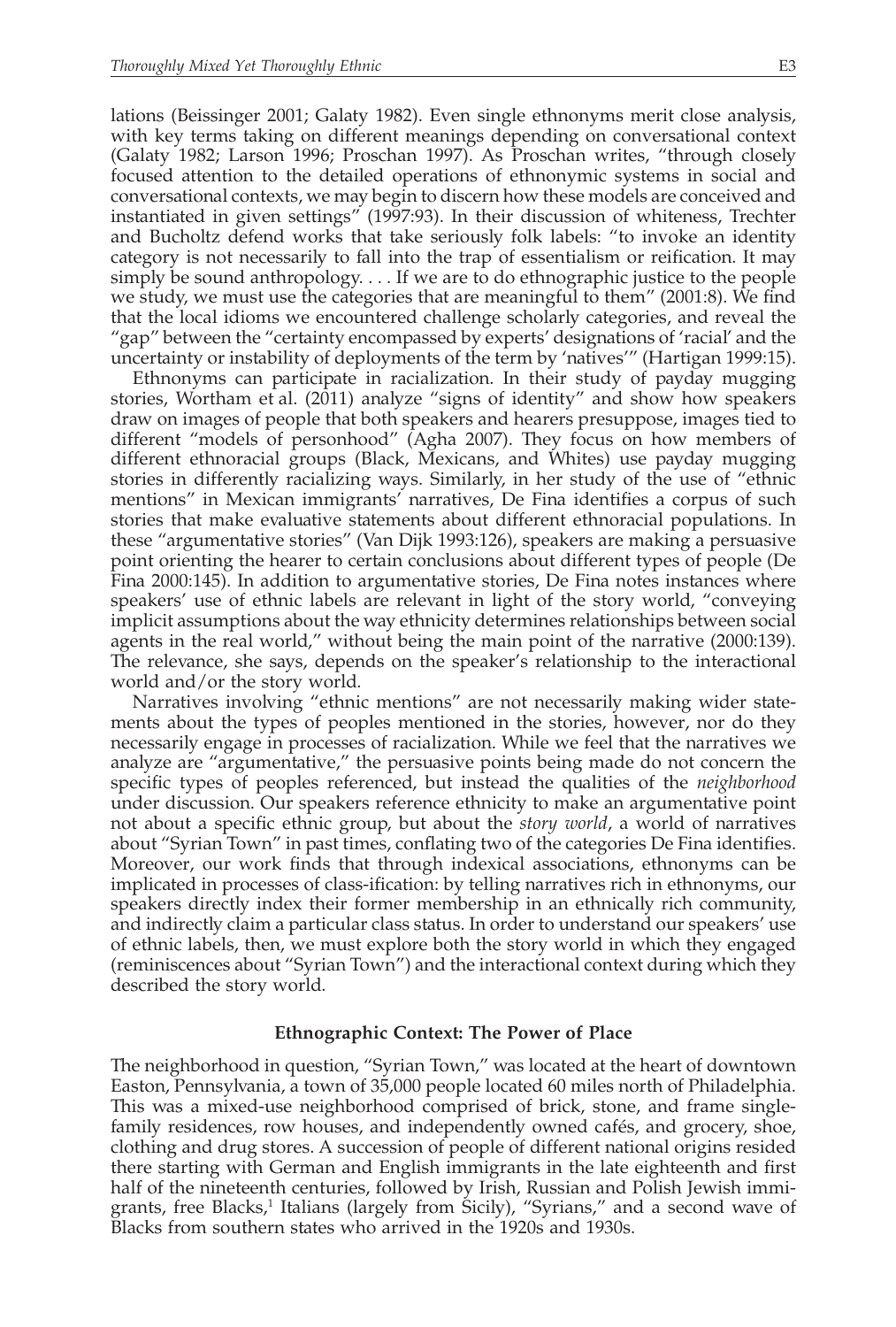lations (Beissinger 2001; Galaty 1982). Even single ethnonyms merit close analysis, with key terms taking on different meanings depending on conversational context (Galaty 1982; Larson 1996; Proschan 1997). As Proschan writes, "through closely focused attention to the detailed operations of ethnonymic systems in social and conversational contexts, we may begin to discern how these models are conceived and instantiated in given settings" (1997:93). In their discussion of whiteness, Trechter and Bucholtz defend works that take seriously folk labels: "to invoke an identity category is not necessarily to fall into the trap of essentialism or reification. It may simply be sound anthropology. . . . If we are to do ethnographic justice to the people we study, we must use the categories that are meaningful to them" (2001:8). We find that the local idioms we encountered challenge scholarly categories, and reveal the "gap" between the "certainty encompassed by experts' designations of 'racial' and the uncertainty or instability of deployments of the term by 'natives'" (Hartigan 1999:15).

Ethnonyms can participate in racialization. In their study of payday mugging stories, Wortham et al. (2011) analyze "signs of identity" and show how speakers draw on images of people that both speakers and hearers presuppose, images tied to different "models of personhood" (Agha 2007). They focus on how members of different ethnoracial groups (Black, Mexicans, and Whites) use payday mugging stories in differently racializing ways. Similarly, in her study of the use of "ethnic mentions" in Mexican immigrants' narratives, De Fina identifies a corpus of such stories that make evaluative statements about different ethnoracial populations. In these "argumentative stories" (Van Dijk 1993:126), speakers are making a persuasive point orienting the hearer to certain conclusions about different types of people (De Fina 2000:145). In addition to argumentative stories, De Fina notes instances where speakers' use of ethnic labels are relevant in light of the story world, "conveying implicit assumptions about the way ethnicity determines relationships between social agents in the real world," without being the main point of the narrative (2000:139). The relevance, she says, depends on the speaker's relationship to the interactional world and/or the story world.

Narratives involving "ethnic mentions" are not necessarily making wider statements about the types of peoples mentioned in the stories, however, nor do they necessarily engage in processes of racialization. While we feel that the narratives we analyze are "argumentative," the persuasive points being made do not concern the specific types of peoples referenced, but instead the qualities of the *neighborhood* under discussion. Our speakers reference ethnicity to make an argumentative point not about a specific ethnic group, but about the *story world*, a world of narratives about "Syrian Town" in past times, conflating two of the categories De Fina identifies. Moreover, our work finds that through indexical associations, ethnonyms can be implicated in processes of class-ification: by telling narratives rich in ethnonyms, our speakers directly index their former membership in an ethnically rich community, and indirectly claim a particular class status. In order to understand our speakers' use of ethnic labels, then, we must explore both the story world in which they engaged (reminiscences about "Syrian Town") and the interactional context during which they described the story world.

## Ethnographic Context: The Power of Place

The neighborhood in question, "Syrian Town," was located at the heart of downtown Easton, Pennsylvania, a town of 35,000 people located 60 miles north of Philadelphia. This was a mixed-use neighborhood comprised of brick, stone, and frame single-family residences, row houses, and independently owned cafés, and grocery, shoe, clothing and drug stores. A succession of people of different national origins resided there starting with German and English immigrants in the late eighteenth and first half of the nineteenth centuries, followed by Irish, Russian and Polish Jewish immigrants, free Blacks,[1] Italians (largely from Sicily), "Syrians," and a second wave of Blacks from southern states who arrived in the 1920s and 1930s.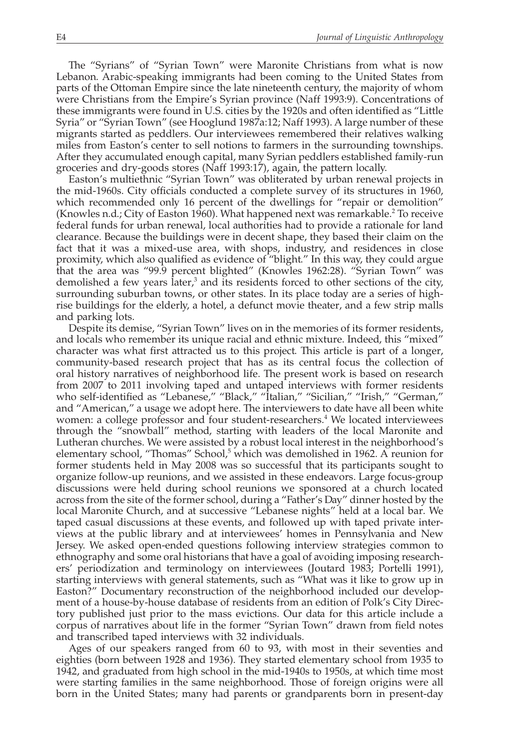The "Syrians" of "Syrian Town" were Maronite Christians from what is now Lebanon. Arabic-speaking immigrants had been coming to the United States from parts of the Ottoman Empire since the late nineteenth century, the majority of whom were Christians from the Empire's Syrian province (Naff 1993:9). Concentrations of these immigrants were found in U.S. cities by the 1920s and often identified as "Little Syria" or "Syrian Town" (see Hooglund 1987a:12; Naff 1993). A large number of these migrants started as peddlers. Our interviewees remembered their relatives walking miles from Easton's center to sell notions to farmers in the surrounding townships. After they accumulated enough capital, many Syrian peddlers established family-run groceries and dry-goods stores (Naff 1993:17), again, the pattern locally.

Easton's multiethnic "Syrian Town" was obliterated by urban renewal projects in the mid-1960s. City officials conducted a complete survey of its structures in 1960, which recommended only 16 percent of the dwellings for "repair or demolition" (Knowles n.d.; City of Easton 1960). What happened next was remarkable.[2] To receive federal funds for urban renewal, local authorities had to provide a rationale for land clearance. Because the buildings were in decent shape, they based their claim on the fact that it was a mixed-use area, with shops, industry, and residences in close proximity, which also qualified as evidence of "blight." In this way, they could argue that the area was "99.9 percent blighted" (Knowles 1962:28). "Syrian Town" was demolished a few years later,[3] and its residents forced to other sections of the city, surrounding suburban towns, or other states. In its place today are a series of high-rise buildings for the elderly, a hotel, a defunct movie theater, and a few strip malls and parking lots.

Despite its demise, "Syrian Town" lives on in the memories of its former residents, and locals who remember its unique racial and ethnic mixture. Indeed, this "mixed" character was what first attracted us to this project. This article is part of a longer, community-based research project that has as its central focus the collection of oral history narratives of neighborhood life. The present work is based on research from 2007 to 2011 involving taped and untaped interviews with former residents who self-identified as "Lebanese," "Black," "Italian," "Sicilian," "Irish," "German," and "American," a usage we adopt here. The interviewers to date have all been white women: a college professor and four student-researchers.[4] We located interviewees through the "snowball" method, starting with leaders of the local Maronite and Lutheran churches. We were assisted by a robust local interest in the neighborhood's elementary school, "Thomas" School,[5] which was demolished in 1962. A reunion for former students held in May 2008 was so successful that its participants sought to organize follow-up reunions, and we assisted in these endeavors. Large focus-group discussions were held during school reunions we sponsored at a church located across from the site of the former school, during a "Father's Day" dinner hosted by the local Maronite Church, and at successive "Lebanese nights" held at a local bar. We taped casual discussions at these events, and followed up with taped private interviews at the public library and at interviewees' homes in Pennsylvania and New Jersey. We asked open-ended questions following interview strategies common to ethnography and some oral historians that have a goal of avoiding imposing researchers' periodization and terminology on interviewees (Joutard 1983; Portelli 1991), starting interviews with general statements, such as "What was it like to grow up in Easton?" Documentary reconstruction of the neighborhood included our development of a house-by-house database of residents from an edition of Polk's City Directory published just prior to the mass evictions. Our data for this article include a corpus of narratives about life in the former "Syrian Town" drawn from field notes and transcribed taped interviews with 32 individuals.

Ages of our speakers ranged from 60 to 93, with most in their seventies and eighties (born between 1928 and 1936). They started elementary school from 1935 to 1942, and graduated from high school in the mid-1940s to 1950s, at which time most were starting families in the same neighborhood. Those of foreign origins were all born in the United States; many had parents or grandparents born in present-day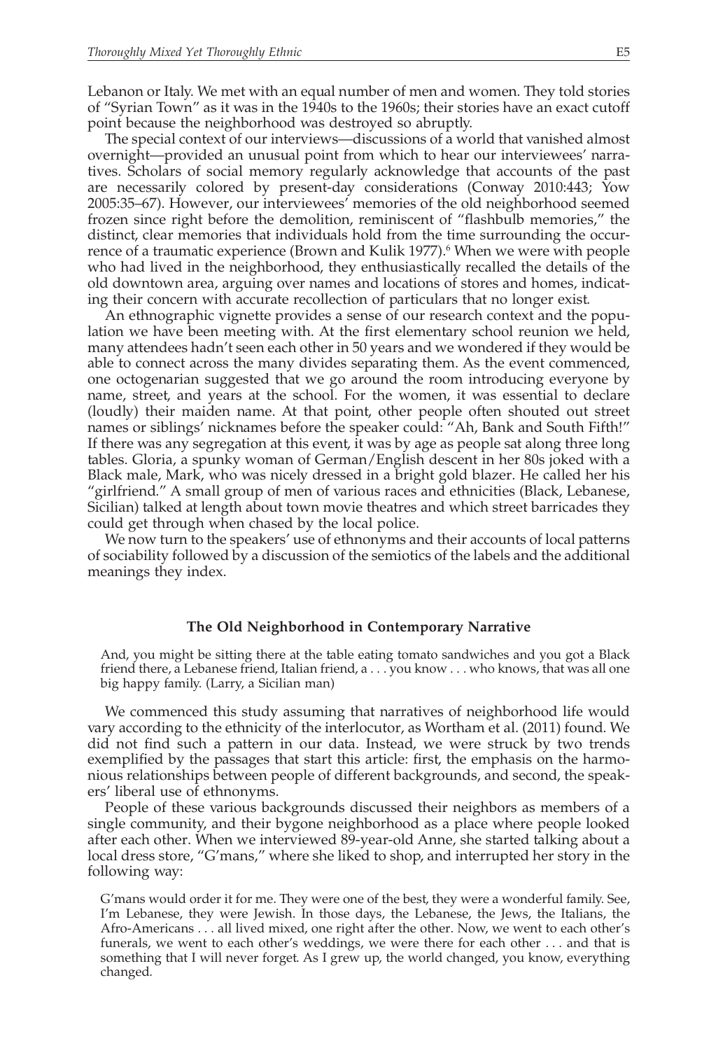Lebanon or Italy. We met with an equal number of men and women. They told stories of "Syrian Town" as it was in the 1940s to the 1960s; their stories have an exact cutoff point because the neighborhood was destroyed so abruptly.

The special context of our interviews—discussions of a world that vanished almost overnight—provided an unusual point from which to hear our interviewees' narratives. Scholars of social memory regularly acknowledge that accounts of the past are necessarily colored by present-day considerations (Conway 2010:443; Yow 2005:35–67). However, our interviewees' memories of the old neighborhood seemed frozen since right before the demolition, reminiscent of "flashbulb memories," the distinct, clear memories that individuals hold from the time surrounding the occurrence of a traumatic experience (Brown and Kulik 1977).[6] When we were with people who had lived in the neighborhood, they enthusiastically recalled the details of the old downtown area, arguing over names and locations of stores and homes, indicating their concern with accurate recollection of particulars that no longer exist.

An ethnographic vignette provides a sense of our research context and the population we have been meeting with. At the first elementary school reunion we held, many attendees hadn't seen each other in 50 years and we wondered if they would be able to connect across the many divides separating them. As the event commenced, one octogenarian suggested that we go around the room introducing everyone by name, street, and years at the school. For the women, it was essential to declare (loudly) their maiden name. At that point, other people often shouted out street names or siblings' nicknames before the speaker could: "Ah, Bank and South Fifth!" If there was any segregation at this event, it was by age as people sat along three long tables. Gloria, a spunky woman of German/English descent in her 80s joked with a Black male, Mark, who was nicely dressed in a bright gold blazer. He called her his "girlfriend." A small group of men of various races and ethnicities (Black, Lebanese, Sicilian) talked at length about town movie theatres and which street barricades they could get through when chased by the local police.

We now turn to the speakers' use of ethnonyms and their accounts of local patterns of sociability followed by a discussion of the semiotics of the labels and the additional meanings they index.

## The Old Neighborhood in Contemporary Narrative

> And, you might be sitting there at the table eating tomato sandwiches and you got a Black friend there, a Lebanese friend, Italian friend, a . . . you know . . . who knows, that was all one big happy family. (Larry, a Sicilian man)

We commenced this study assuming that narratives of neighborhood life would vary according to the ethnicity of the interlocutor, as Wortham et al. (2011) found. We did not find such a pattern in our data. Instead, we were struck by two trends exemplified by the passages that start this article: first, the emphasis on the harmonious relationships between people of different backgrounds, and second, the speakers' liberal use of ethnonyms.

People of these various backgrounds discussed their neighbors as members of a single community, and their bygone neighborhood as a place where people looked after each other. When we interviewed 89-year-old Anne, she started talking about a local dress store, "G'mans," where she liked to shop, and interrupted her story in the following way:

> G'mans would order it for me. They were one of the best, they were a wonderful family. See, I'm Lebanese, they were Jewish. In those days, the Lebanese, the Jews, the Italians, the Afro-Americans . . . all lived mixed, one right after the other. Now, we went to each other's funerals, we went to each other's weddings, we were there for each other . . . and that is something that I will never forget. As I grew up, the world changed, you know, everything changed.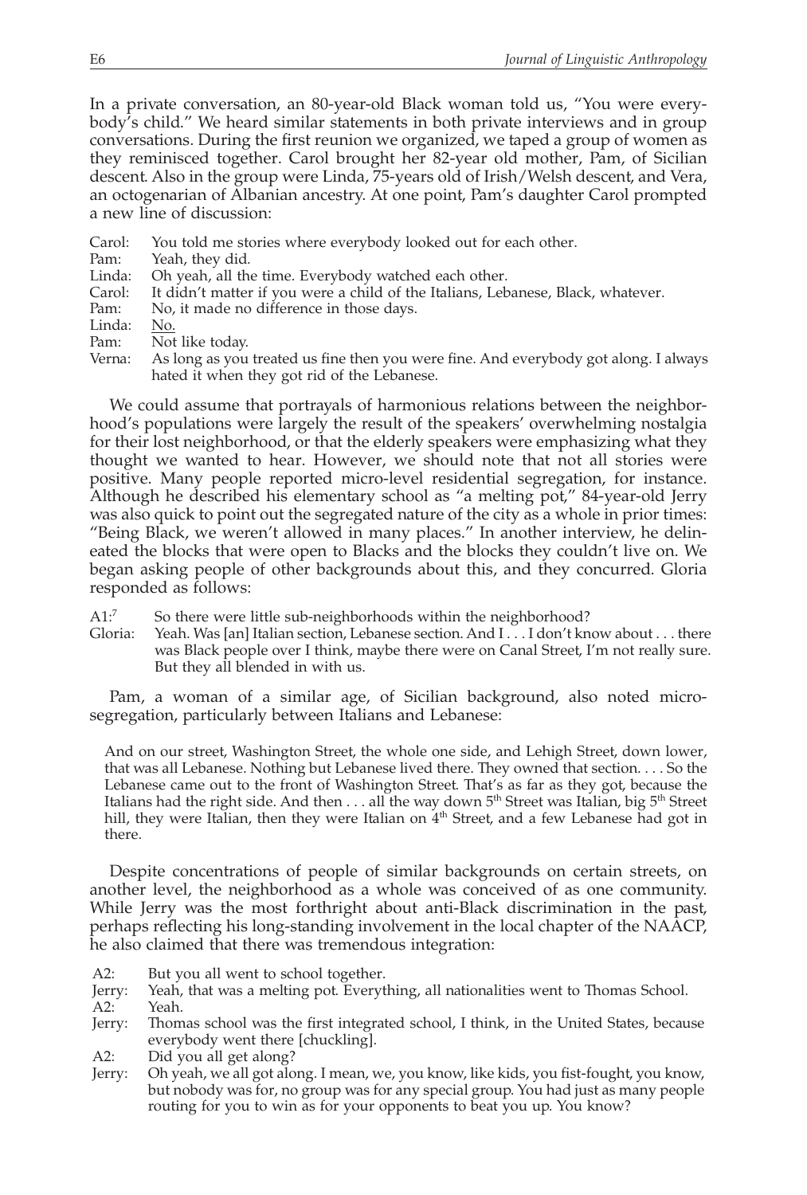In a private conversation, an 80-year-old Black woman told us, "You were everybody's child." We heard similar statements in both private interviews and in group conversations. During the first reunion we organized, we taped a group of women as they reminisced together. Carol brought her 82-year old mother, Pam, of Sicilian descent. Also in the group were Linda, 75-years old of Irish/Welsh descent, and Vera, an octogenarian of Albanian ancestry. At one point, Pam's daughter Carol prompted a new line of discussion:

Carol: You told me stories where everybody looked out for each other.
Pam: Yeah, they did.
Linda: Oh yeah, all the time. Everybody watched each other.
Carol: It didn't matter if you were a child of the Italians, Lebanese, Black, whatever.
Pam: No, it made no difference in those days.
Linda: <u>No.</u>
Pam: Not like today.
Verna: As long as you treated us fine then you were fine. And everybody got along. I always hated it when they got rid of the Lebanese.

We could assume that portrayals of harmonious relations between the neighborhood's populations were largely the result of the speakers' overwhelming nostalgia for their lost neighborhood, or that the elderly speakers were emphasizing what they thought we wanted to hear. However, we should note that not all stories were positive. Many people reported micro-level residential segregation, for instance. Although he described his elementary school as "a melting pot," 84-year-old Jerry was also quick to point out the segregated nature of the city as a whole in prior times: "Being Black, we weren't allowed in many places." In another interview, he delineated the blocks that were open to Blacks and the blocks they couldn't live on. We began asking people of other backgrounds about this, and they concurred. Gloria responded as follows:

A1:[7] So there were little sub-neighborhoods within the neighborhood?
Gloria: Yeah. Was [an] Italian section, Lebanese section. And I . . . I don't know about . . . there was Black people over I think, maybe there were on Canal Street, I'm not really sure. But they all blended in with us.

Pam, a woman of a similar age, of Sicilian background, also noted micro-segregation, particularly between Italians and Lebanese:

> And on our street, Washington Street, the whole one side, and Lehigh Street, down lower, that was all Lebanese. Nothing but Lebanese lived there. They owned that section. . . . So the Lebanese came out to the front of Washington Street. That's as far as they got, because the Italians had the right side. And then . . . all the way down 5th Street was Italian, big 5th Street hill, they were Italian, then they were Italian on 4th Street, and a few Lebanese had got in there.

Despite concentrations of people of similar backgrounds on certain streets, on another level, the neighborhood as a whole was conceived of as one community. While Jerry was the most forthright about anti-Black discrimination in the past, perhaps reflecting his long-standing involvement in the local chapter of the NAACP, he also claimed that there was tremendous integration:

A2: But you all went to school together.
Jerry: Yeah, that was a melting pot. Everything, all nationalities went to Thomas School.
A2: Yeah.
Jerry: Thomas school was the first integrated school, I think, in the United States, because everybody went there [chuckling].
A2: Did you all get along?
Jerry: Oh yeah, we all got along. I mean, we, you know, like kids, you fist-fought, you know, but nobody was for, no group was for any special group. You had just as many people routing for you to win as for your opponents to beat you up. You know?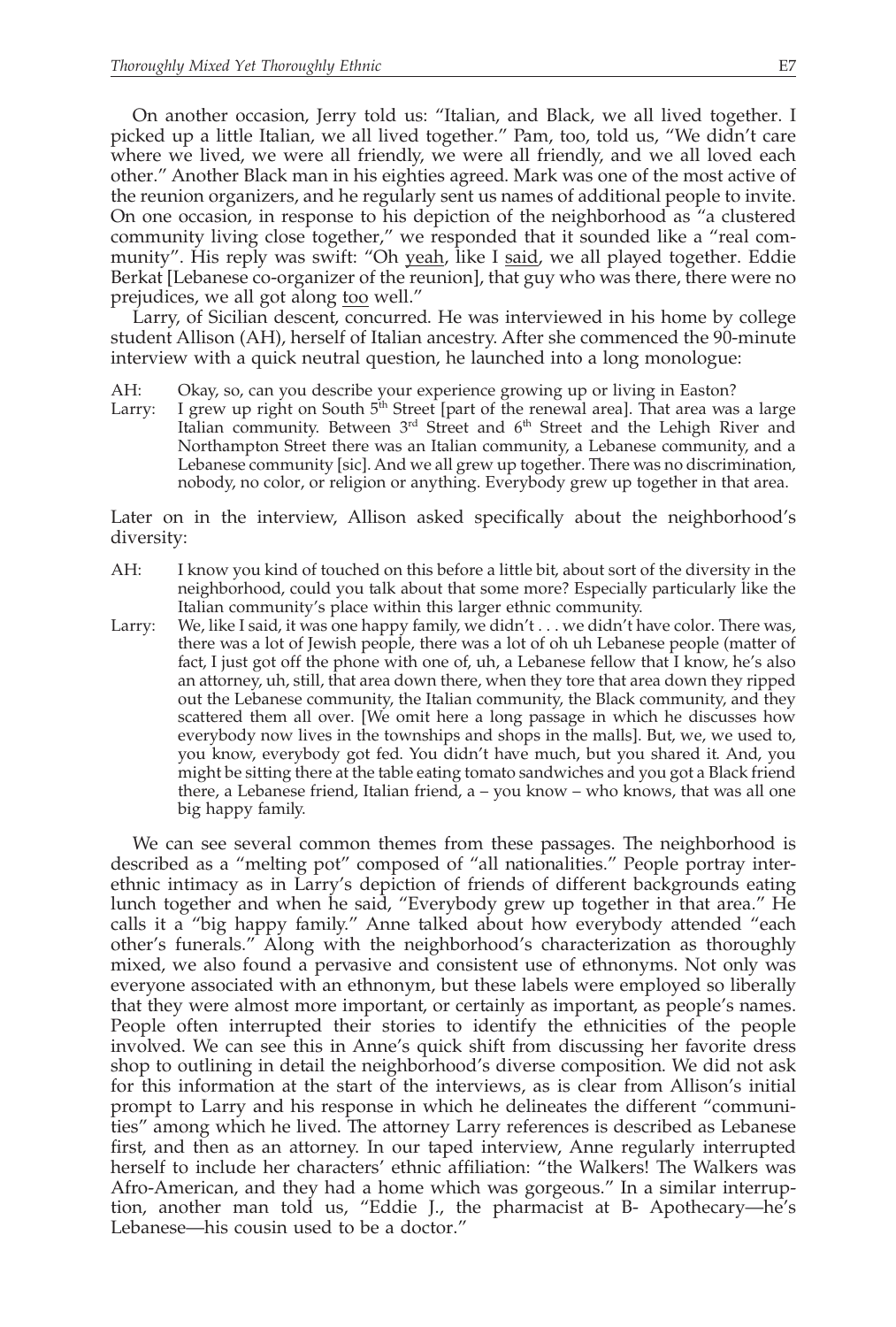On another occasion, Jerry told us: "Italian, and Black, we all lived together. I picked up a little Italian, we all lived together." Pam, too, told us, "We didn't care where we lived, we were all friendly, we were all friendly, and we all loved each other." Another Black man in his eighties agreed. Mark was one of the most active of the reunion organizers, and he regularly sent us names of additional people to invite. On one occasion, in response to his depiction of the neighborhood as "a clustered community living close together," we responded that it sounded like a "real community". His reply was swift: "Oh <u>yeah</u>, like I <u>said</u>, we all played together. Eddie Berkat [Lebanese co-organizer of the reunion], that guy who was there, there were no prejudices, we all got along <u>too</u> well."

Larry, of Sicilian descent, concurred. He was interviewed in his home by college student Allison (AH), herself of Italian ancestry. After she commenced the 90-minute interview with a quick neutral question, he launched into a long monologue:

AH: Okay, so, can you describe your experience growing up or living in Easton?

Larry: I grew up right on South 5th Street [part of the renewal area]. That area was a large Italian community. Between 3rd Street and 6th Street and the Lehigh River and Northampton Street there was an Italian community, a Lebanese community, and a Lebanese community [sic]. And we all grew up together. There was no discrimination, nobody, no color, or religion or anything. Everybody grew up together in that area.

Later on in the interview, Allison asked specifically about the neighborhood's diversity:

AH: I know you kind of touched on this before a little bit, about sort of the diversity in the neighborhood, could you talk about that some more? Especially particularly like the Italian community's place within this larger ethnic community.

Larry: We, like I said, it was one happy family, we didn't . . . we didn't have color. There was, there was a lot of Jewish people, there was a lot of oh uh Lebanese people (matter of fact, I just got off the phone with one of, uh, a Lebanese fellow that I know, he's also an attorney, uh, still, that area down there, when they tore that area down they ripped out the Lebanese community, the Italian community, the Black community, and they scattered them all over. [We omit here a long passage in which he discusses how everybody now lives in the townships and shops in the malls]. But, we, we used to, you know, everybody got fed. You didn't have much, but you shared it. And, you might be sitting there at the table eating tomato sandwiches and you got a Black friend there, a Lebanese friend, Italian friend, a – you know – who knows, that was all one big happy family.

We can see several common themes from these passages. The neighborhood is described as a "melting pot" composed of "all nationalities." People portray interethnic intimacy as in Larry's depiction of friends of different backgrounds eating lunch together and when he said, "Everybody grew up together in that area." He calls it a "big happy family." Anne talked about how everybody attended "each other's funerals." Along with the neighborhood's characterization as thoroughly mixed, we also found a pervasive and consistent use of ethnonyms. Not only was everyone associated with an ethnonym, but these labels were employed so liberally that they were almost more important, or certainly as important, as people's names. People often interrupted their stories to identify the ethnicities of the people involved. We can see this in Anne's quick shift from discussing her favorite dress shop to outlining in detail the neighborhood's diverse composition. We did not ask for this information at the start of the interviews, as is clear from Allison's initial prompt to Larry and his response in which he delineates the different "communities" among which he lived. The attorney Larry references is described as Lebanese first, and then as an attorney. In our taped interview, Anne regularly interrupted herself to include her characters' ethnic affiliation: "the Walkers! The Walkers was Afro-American, and they had a home which was gorgeous." In a similar interruption, another man told us, "Eddie J., the pharmacist at B- Apothecary—he's Lebanese—his cousin used to be a doctor."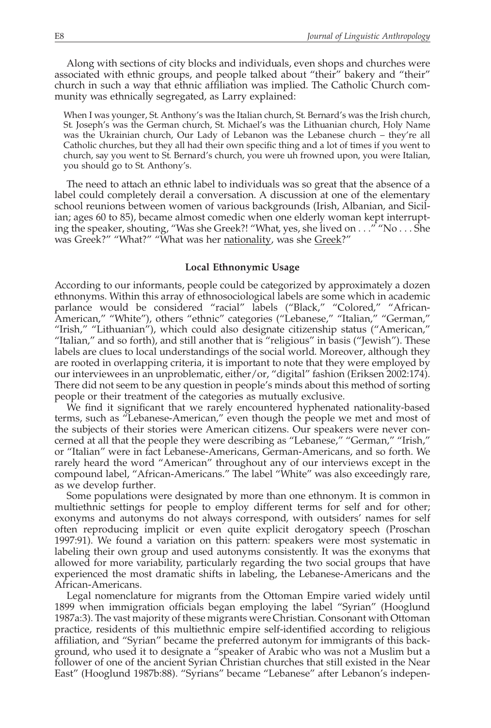Along with sections of city blocks and individuals, even shops and churches were associated with ethnic groups, and people talked about "their" bakery and "their" church in such a way that ethnic affiliation was implied. The Catholic Church community was ethnically segregated, as Larry explained:

> When I was younger, St. Anthony's was the Italian church, St. Bernard's was the Irish church, St. Joseph's was the German church, St. Michael's was the Lithuanian church, Holy Name was the Ukrainian church, Our Lady of Lebanon was the Lebanese church – they're all Catholic churches, but they all had their own specific thing and a lot of times if you went to church, say you went to St. Bernard's church, you were uh frowned upon, you were Italian, you should go to St. Anthony's.

The need to attach an ethnic label to individuals was so great that the absence of a label could completely derail a conversation. A discussion at one of the elementary school reunions between women of various backgrounds (Irish, Albanian, and Sicilian; ages 60 to 85), became almost comedic when one elderly woman kept interrupting the speaker, shouting, "Was she Greek?! "What, yes, she lived on . . ." "No . . . She was Greek?" "What?" "What was her <u>nationality</u>, was she <u>Greek</u>?"

### Local Ethnonymic Usage

According to our informants, people could be categorized by approximately a dozen ethnonyms. Within this array of ethnosociological labels are some which in academic parlance would be considered "racial" labels ("Black," "Colored," "African-American," "White"), others "ethnic" categories ("Lebanese," "Italian," "German," "Irish," "Lithuanian"), which could also designate citizenship status ("American," "Italian," and so forth), and still another that is "religious" in basis ("Jewish"). These labels are clues to local understandings of the social world. Moreover, although they are rooted in overlapping criteria, it is important to note that they were employed by our interviewees in an unproblematic, either/or, "digital" fashion (Eriksen 2002:174). There did not seem to be any question in people's minds about this method of sorting people or their treatment of the categories as mutually exclusive.

We find it significant that we rarely encountered hyphenated nationality-based terms, such as "Lebanese-American," even though the people we met and most of the subjects of their stories were American citizens. Our speakers were never concerned at all that the people they were describing as "Lebanese," "German," "Irish," or "Italian" were in fact Lebanese-Americans, German-Americans, and so forth. We rarely heard the word "American" throughout any of our interviews except in the compound label, "African-Americans." The label "White" was also exceedingly rare, as we develop further.

Some populations were designated by more than one ethnonym. It is common in multiethnic settings for people to employ different terms for self and for other; exonyms and autonyms do not always correspond, with outsiders' names for self often reproducing implicit or even quite explicit derogatory speech (Proschan 1997:91). We found a variation on this pattern: speakers were most systematic in labeling their own group and used autonyms consistently. It was the exonyms that allowed for more variability, particularly regarding the two social groups that have experienced the most dramatic shifts in labeling, the Lebanese-Americans and the African-Americans.

Legal nomenclature for migrants from the Ottoman Empire varied widely until 1899 when immigration officials began employing the label "Syrian" (Hooglund 1987a:3). The vast majority of these migrants were Christian. Consonant with Ottoman practice, residents of this multiethnic empire self-identified according to religious affiliation, and "Syrian" became the preferred autonym for immigrants of this background, who used it to designate a "speaker of Arabic who was not a Muslim but a follower of one of the ancient Syrian Christian churches that still existed in the Near East" (Hooglund 1987b:88). "Syrians" became "Lebanese" after Lebanon's indepen-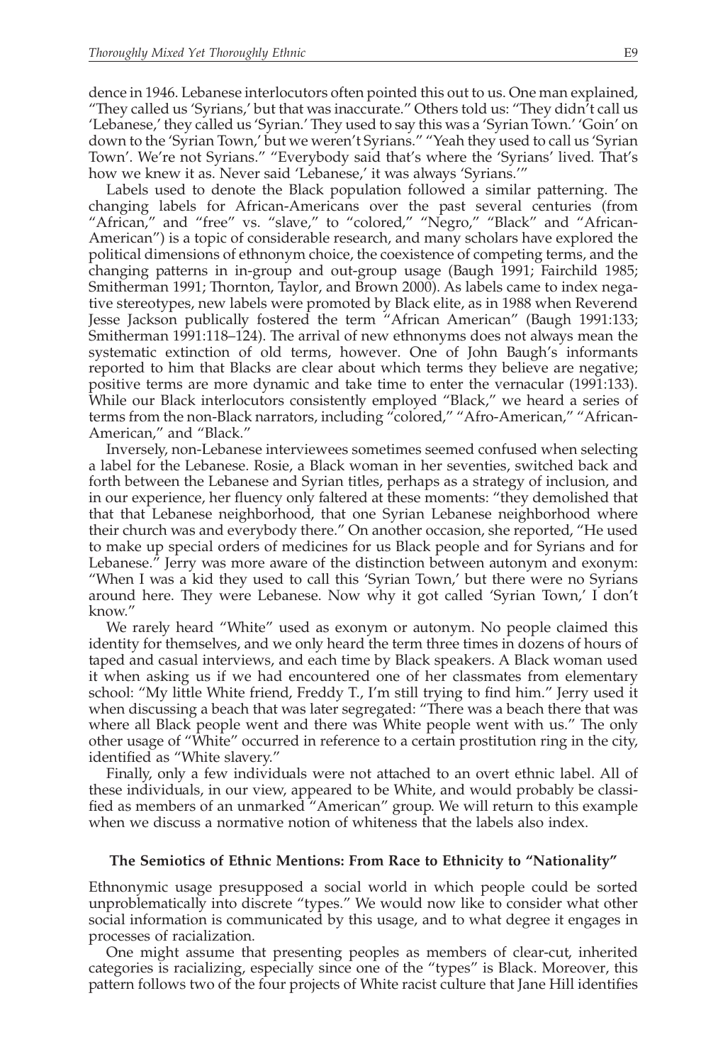dence in 1946. Lebanese interlocutors often pointed this out to us. One man explained, "They called us 'Syrians,' but that was inaccurate." Others told us: "They didn't call us 'Lebanese,' they called us 'Syrian.' They used to say this was a 'Syrian Town.' 'Goin' on down to the 'Syrian Town,' but we weren't Syrians." "Yeah they used to call us 'Syrian Town'. We're not Syrians." "Everybody said that's where the 'Syrians' lived. That's how we knew it as. Never said 'Lebanese,' it was always 'Syrians.'"

Labels used to denote the Black population followed a similar patterning. The changing labels for African-Americans over the past several centuries (from "African," and "free" vs. "slave," to "colored," "Negro," "Black" and "African-American") is a topic of considerable research, and many scholars have explored the political dimensions of ethnonym choice, the coexistence of competing terms, and the changing patterns in in-group and out-group usage (Baugh 1991; Fairchild 1985; Smitherman 1991; Thornton, Taylor, and Brown 2000). As labels came to index negative stereotypes, new labels were promoted by Black elite, as in 1988 when Reverend Jesse Jackson publically fostered the term "African American" (Baugh 1991:133; Smitherman 1991:118–124). The arrival of new ethnonyms does not always mean the systematic extinction of old terms, however. One of John Baugh's informants reported to him that Blacks are clear about which terms they believe are negative; positive terms are more dynamic and take time to enter the vernacular (1991:133). While our Black interlocutors consistently employed "Black," we heard a series of terms from the non-Black narrators, including "colored," "Afro-American," "African-American," and "Black."

Inversely, non-Lebanese interviewees sometimes seemed confused when selecting a label for the Lebanese. Rosie, a Black woman in her seventies, switched back and forth between the Lebanese and Syrian titles, perhaps as a strategy of inclusion, and in our experience, her fluency only faltered at these moments: "they demolished that that that Lebanese neighborhood, that one Syrian Lebanese neighborhood where their church was and everybody there." On another occasion, she reported, "He used to make up special orders of medicines for us Black people and for Syrians and for Lebanese." Jerry was more aware of the distinction between autonym and exonym: "When I was a kid they used to call this 'Syrian Town,' but there were no Syrians around here. They were Lebanese. Now why it got called 'Syrian Town,' I don't know."

We rarely heard "White" used as exonym or autonym. No people claimed this identity for themselves, and we only heard the term three times in dozens of hours of taped and casual interviews, and each time by Black speakers. A Black woman used it when asking us if we had encountered one of her classmates from elementary school: "My little White friend, Freddy T., I'm still trying to find him." Jerry used it when discussing a beach that was later segregated: "There was a beach there that was where all Black people went and there was White people went with us." The only other usage of "White" occurred in reference to a certain prostitution ring in the city, identified as "White slavery."

Finally, only a few individuals were not attached to an overt ethnic label. All of these individuals, in our view, appeared to be White, and would probably be classified as members of an unmarked "American" group. We will return to this example when we discuss a normative notion of whiteness that the labels also index.

### The Semiotics of Ethnic Mentions: From Race to Ethnicity to "Nationality"

Ethnonymic usage presupposed a social world in which people could be sorted unproblematically into discrete "types." We would now like to consider what other social information is communicated by this usage, and to what degree it engages in processes of racialization.

One might assume that presenting peoples as members of clear-cut, inherited categories is racializing, especially since one of the "types" is Black. Moreover, this pattern follows two of the four projects of White racist culture that Jane Hill identifies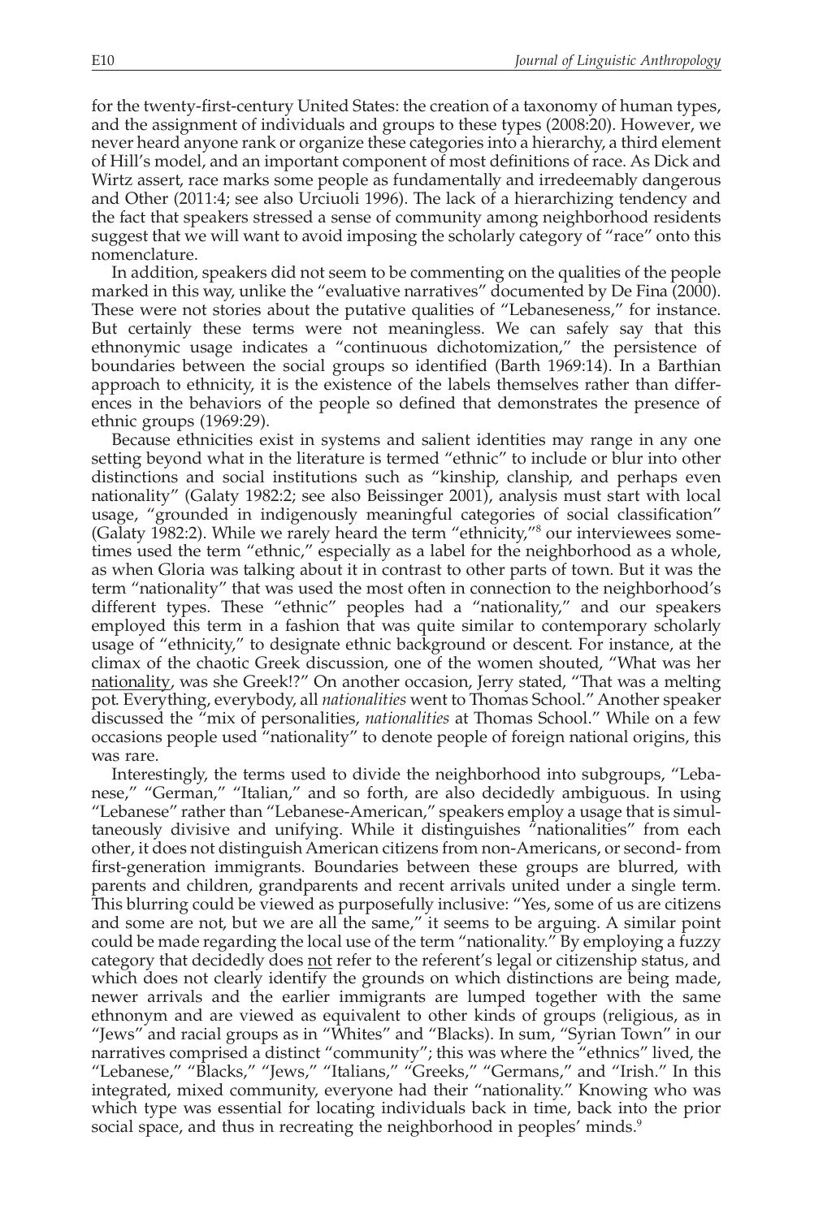for the twenty-first-century United States: the creation of a taxonomy of human types, and the assignment of individuals and groups to these types (2008:20). However, we never heard anyone rank or organize these categories into a hierarchy, a third element of Hill's model, and an important component of most definitions of race. As Dick and Wirtz assert, race marks some people as fundamentally and irredeemably dangerous and Other (2011:4; see also Urciuoli 1996). The lack of a hierarchizing tendency and the fact that speakers stressed a sense of community among neighborhood residents suggest that we will want to avoid imposing the scholarly category of "race" onto this nomenclature.

In addition, speakers did not seem to be commenting on the qualities of the people marked in this way, unlike the "evaluative narratives" documented by De Fina (2000). These were not stories about the putative qualities of "Lebaneseness," for instance. But certainly these terms were not meaningless. We can safely say that this ethnonymic usage indicates a "continuous dichotomization," the persistence of boundaries between the social groups so identified (Barth 1969:14). In a Barthian approach to ethnicity, it is the existence of the labels themselves rather than differences in the behaviors of the people so defined that demonstrates the presence of ethnic groups (1969:29).

Because ethnicities exist in systems and salient identities may range in any one setting beyond what in the literature is termed "ethnic" to include or blur into other distinctions and social institutions such as "kinship, clanship, and perhaps even nationality" (Galaty 1982:2; see also Beissinger 2001), analysis must start with local usage, "grounded in indigenously meaningful categories of social classification" (Galaty 1982:2). While we rarely heard the term "ethnicity,"[8] our interviewees sometimes used the term "ethnic," especially as a label for the neighborhood as a whole, as when Gloria was talking about it in contrast to other parts of town. But it was the term "nationality" that was used the most often in connection to the neighborhood's different types. These "ethnic" peoples had a "nationality," and our speakers employed this term in a fashion that was quite similar to contemporary scholarly usage of "ethnicity," to designate ethnic background or descent. For instance, at the climax of the chaotic Greek discussion, one of the women shouted, "What was her <u>nationality</u>, was she Greek!?" On another occasion, Jerry stated, "That was a melting pot. Everything, everybody, all *nationalities* went to Thomas School." Another speaker discussed the "mix of personalities, *nationalities* at Thomas School." While on a few occasions people used "nationality" to denote people of foreign national origins, this was rare.

Interestingly, the terms used to divide the neighborhood into subgroups, "Lebanese," "German," "Italian," and so forth, are also decidedly ambiguous. In using "Lebanese" rather than "Lebanese-American," speakers employ a usage that is simultaneously divisive and unifying. While it distinguishes "nationalities" from each other, it does not distinguish American citizens from non-Americans, or second- from first-generation immigrants. Boundaries between these groups are blurred, with parents and children, grandparents and recent arrivals united under a single term. This blurring could be viewed as purposefully inclusive: "Yes, some of us are citizens and some are not, but we are all the same," it seems to be arguing. A similar point could be made regarding the local use of the term "nationality." By employing a fuzzy category that decidedly does <u>not</u> refer to the referent's legal or citizenship status, and which does not clearly identify the grounds on which distinctions are being made, newer arrivals and the earlier immigrants are lumped together with the same ethnonym and are viewed as equivalent to other kinds of groups (religious, as in "Jews" and racial groups as in "Whites" and "Blacks). In sum, "Syrian Town" in our narratives comprised a distinct "community"; this was where the "ethnics" lived, the "Lebanese," "Blacks," "Jews," "Italians," "Greeks," "Germans," and "Irish." In this integrated, mixed community, everyone had their "nationality." Knowing who was which type was essential for locating individuals back in time, back into the prior social space, and thus in recreating the neighborhood in peoples' minds.[9]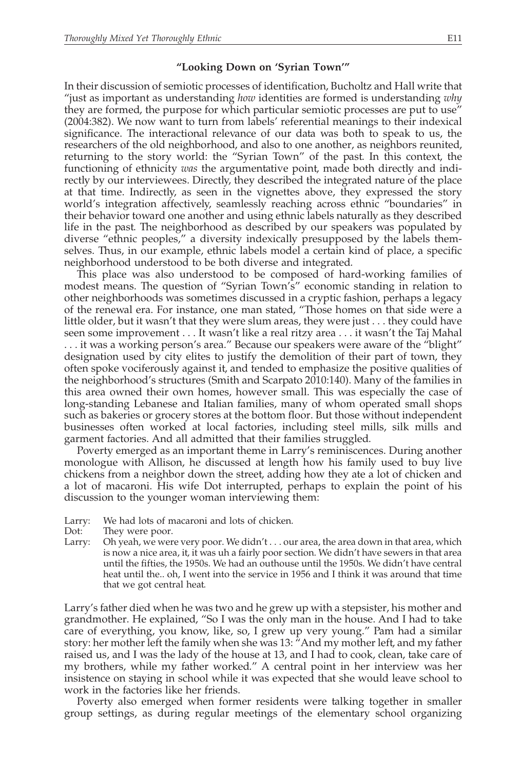### "Looking Down on 'Syrian Town'"

In their discussion of semiotic processes of identification, Bucholtz and Hall write that "just as important as understanding *how* identities are formed is understanding *why* they are formed, the purpose for which particular semiotic processes are put to use" (2004:382). We now want to turn from labels' referential meanings to their indexical significance. The interactional relevance of our data was both to speak to us, the researchers of the old neighborhood, and also to one another, as neighbors reunited, returning to the story world: the "Syrian Town" of the past. In this context, the functioning of ethnicity *was* the argumentative point, made both directly and indirectly by our interviewees. Directly, they described the integrated nature of the place at that time. Indirectly, as seen in the vignettes above, they expressed the story world's integration affectively, seamlessly reaching across ethnic "boundaries" in their behavior toward one another and using ethnic labels naturally as they described life in the past. The neighborhood as described by our speakers was populated by diverse "ethnic peoples," a diversity indexically presupposed by the labels themselves. Thus, in our example, ethnic labels model a certain kind of place, a specific neighborhood understood to be both diverse and integrated.

This place was also understood to be composed of hard-working families of modest means. The question of "Syrian Town's" economic standing in relation to other neighborhoods was sometimes discussed in a cryptic fashion, perhaps a legacy of the renewal era. For instance, one man stated, "Those homes on that side were a little older, but it wasn't that they were slum areas, they were just . . . they could have seen some improvement . . . It wasn't like a real ritzy area . . . it wasn't the Taj Mahal . . . it was a working person's area." Because our speakers were aware of the "blight" designation used by city elites to justify the demolition of their part of town, they often spoke vociferously against it, and tended to emphasize the positive qualities of the neighborhood's structures (Smith and Scarpato 2010:140). Many of the families in this area owned their own homes, however small. This was especially the case of long-standing Lebanese and Italian families, many of whom operated small shops such as bakeries or grocery stores at the bottom floor. But those without independent businesses often worked at local factories, including steel mills, silk mills and garment factories. And all admitted that their families struggled.

Poverty emerged as an important theme in Larry's reminiscences. During another monologue with Allison, he discussed at length how his family used to buy live chickens from a neighbor down the street, adding how they ate a lot of chicken and a lot of macaroni. His wife Dot interrupted, perhaps to explain the point of his discussion to the younger woman interviewing them:

Larry: We had lots of macaroni and lots of chicken.
Dot: They were poor.
Larry: Oh yeah, we were very poor. We didn't . . . our area, the area down in that area, which is now a nice area, it, it was uh a fairly poor section. We didn't have sewers in that area until the fifties, the 1950s. We had an outhouse until the 1950s. We didn't have central heat until the.. oh, I went into the service in 1956 and I think it was around that time that we got central heat.

Larry's father died when he was two and he grew up with a stepsister, his mother and grandmother. He explained, "So I was the only man in the house. And I had to take care of everything, you know, like, so, I grew up very young." Pam had a similar story: her mother left the family when she was 13: "And my mother left, and my father raised us, and I was the lady of the house at 13, and I had to cook, clean, take care of my brothers, while my father worked." A central point in her interview was her insistence on staying in school while it was expected that she would leave school to work in the factories like her friends.

Poverty also emerged when former residents were talking together in smaller group settings, as during regular meetings of the elementary school organizing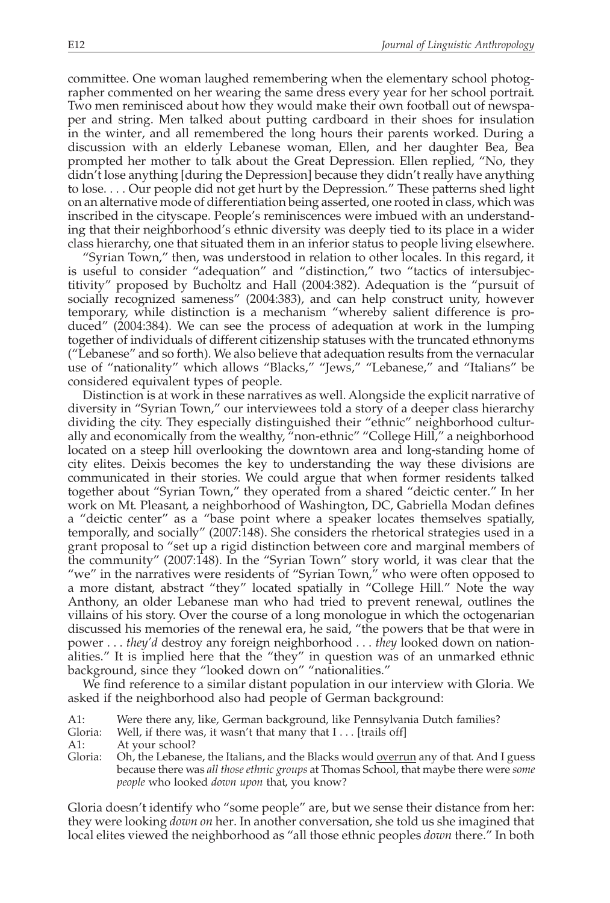committee. One woman laughed remembering when the elementary school photographer commented on her wearing the same dress every year for her school portrait. Two men reminisced about how they would make their own football out of newspaper and string. Men talked about putting cardboard in their shoes for insulation in the winter, and all remembered the long hours their parents worked. During a discussion with an elderly Lebanese woman, Ellen, and her daughter Bea, Bea prompted her mother to talk about the Great Depression. Ellen replied, "No, they didn't lose anything [during the Depression] because they didn't really have anything to lose. . . . Our people did not get hurt by the Depression." These patterns shed light on an alternative mode of differentiation being asserted, one rooted in class, which was inscribed in the cityscape. People's reminiscences were imbued with an understanding that their neighborhood's ethnic diversity was deeply tied to its place in a wider class hierarchy, one that situated them in an inferior status to people living elsewhere.

"Syrian Town," then, was understood in relation to other locales. In this regard, it is useful to consider "adequation" and "distinction," two "tactics of intersubjectitivity" proposed by Bucholtz and Hall (2004:382). Adequation is the "pursuit of socially recognized sameness" (2004:383), and can help construct unity, however temporary, while distinction is a mechanism "whereby salient difference is produced" (2004:384). We can see the process of adequation at work in the lumping together of individuals of different citizenship statuses with the truncated ethnonyms ("Lebanese" and so forth). We also believe that adequation results from the vernacular use of "nationality" which allows "Blacks," "Jews," "Lebanese," and "Italians" be considered equivalent types of people.

Distinction is at work in these narratives as well. Alongside the explicit narrative of diversity in "Syrian Town," our interviewees told a story of a deeper class hierarchy dividing the city. They especially distinguished their "ethnic" neighborhood culturally and economically from the wealthy, "non-ethnic" "College Hill," a neighborhood located on a steep hill overlooking the downtown area and long-standing home of city elites. Deixis becomes the key to understanding the way these divisions are communicated in their stories. We could argue that when former residents talked together about "Syrian Town," they operated from a shared "deictic center." In her work on Mt. Pleasant, a neighborhood of Washington, DC, Gabriella Modan defines a "deictic center" as a "base point where a speaker locates themselves spatially, temporally, and socially" (2007:148). She considers the rhetorical strategies used in a grant proposal to "set up a rigid distinction between core and marginal members of the community" (2007:148). In the "Syrian Town" story world, it was clear that the "we" in the narratives were residents of "Syrian Town," who were often opposed to a more distant, abstract "they" located spatially in "College Hill." Note the way Anthony, an older Lebanese man who had tried to prevent renewal, outlines the villains of his story. Over the course of a long monologue in which the octogenarian discussed his memories of the renewal era, he said, "the powers that be that were in power . . . *they'd* destroy any foreign neighborhood . . . *they* looked down on nationalities." It is implied here that the "they" in question was of an unmarked ethnic background, since they "looked down on" "nationalities."

We find reference to a similar distant population in our interview with Gloria. We asked if the neighborhood also had people of German background:

A1: Were there any, like, German background, like Pennsylvania Dutch families?
Gloria: Well, if there was, it wasn't that many that I . . . [trails off]
A1: At your school?
Gloria: Oh, the Lebanese, the Italians, and the Blacks would <u>overrun</u> any of that. And I guess because there was *all those ethnic groups* at Thomas School, that maybe there were *some people* who looked *down upon* that, you know?

Gloria doesn't identify who "some people" are, but we sense their distance from her: they were looking *down on* her. In another conversation, she told us she imagined that local elites viewed the neighborhood as "all those ethnic peoples *down* there." In both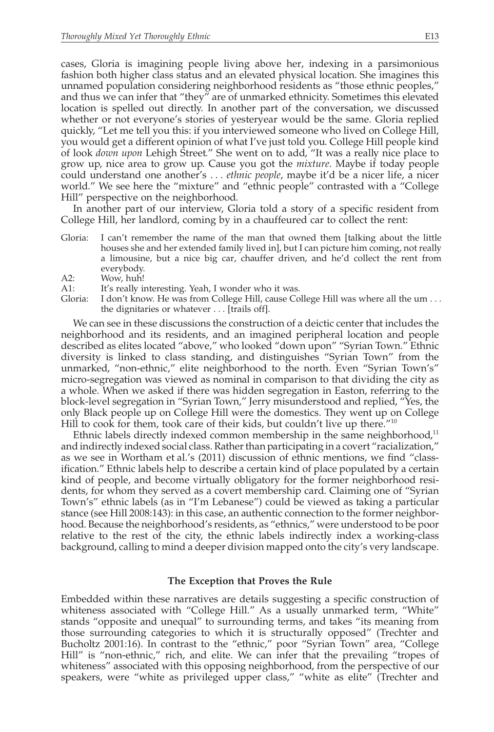cases, Gloria is imagining people living above her, indexing in a parsimonious fashion both higher class status and an elevated physical location. She imagines this unnamed population considering neighborhood residents as "those ethnic peoples," and thus we can infer that "they" are of unmarked ethnicity. Sometimes this elevated location is spelled out directly. In another part of the conversation, we discussed whether or not everyone's stories of yesteryear would be the same. Gloria replied quickly, "Let me tell you this: if you interviewed someone who lived on College Hill, you would get a different opinion of what I've just told you. College Hill people kind of look *down upon* Lehigh Street." She went on to add, "It was a really nice place to grow up, nice area to grow up. Cause you got the *mixture*. Maybe if today people could understand one another's . . . *ethnic people*, maybe it'd be a nicer life, a nicer world." We see here the "mixture" and "ethnic people" contrasted with a "College Hill" perspective on the neighborhood.

In another part of our interview, Gloria told a story of a specific resident from College Hill, her landlord, coming by in a chauffeured car to collect the rent:

Gloria: I can't remember the name of the man that owned them [talking about the little houses she and her extended family lived in], but I can picture him coming, not really a limousine, but a nice big car, chauffer driven, and he'd collect the rent from everybody.

A2: Wow, huh!

A1: It's really interesting. Yeah, I wonder who it was.

Gloria: I don't know. He was from College Hill, cause College Hill was where all the um . . . the dignitaries or whatever . . . [trails off].

We can see in these discussions the construction of a deictic center that includes the neighborhood and its residents, and an imagined peripheral location and people described as elites located "above," who looked "down upon" "Syrian Town." Ethnic diversity is linked to class standing, and distinguishes "Syrian Town" from the unmarked, "non-ethnic," elite neighborhood to the north. Even "Syrian Town's" micro-segregation was viewed as nominal in comparison to that dividing the city as a whole. When we asked if there was hidden segregation in Easton, referring to the block-level segregation in "Syrian Town," Jerry misunderstood and replied, "Yes, the only Black people up on College Hill were the domestics. They went up on College Hill to cook for them, took care of their kids, but couldn't live up there."[10]

Ethnic labels directly indexed common membership in the same neighborhood,[11] and indirectly indexed social class. Rather than participating in a covert "racialization," as we see in Wortham et al.'s (2011) discussion of ethnic mentions, we find "class-ification." Ethnic labels help to describe a certain kind of place populated by a certain kind of people, and become virtually obligatory for the former neighborhood residents, for whom they served as a covert membership card. Claiming one of "Syrian Town's" ethnic labels (as in "I'm Lebanese") could be viewed as taking a particular stance (see Hill 2008:143): in this case, an authentic connection to the former neighborhood. Because the neighborhood's residents, as "ethnics," were understood to be poor relative to the rest of the city, the ethnic labels indirectly index a working-class background, calling to mind a deeper division mapped onto the city's very landscape.

## The Exception that Proves the Rule

Embedded within these narratives are details suggesting a specific construction of whiteness associated with "College Hill." As a usually unmarked term, "White" stands "opposite and unequal" to surrounding terms, and takes "its meaning from those surrounding categories to which it is structurally opposed" (Trechter and Bucholtz 2001:16). In contrast to the "ethnic," poor "Syrian Town" area, "College Hill" is "non-ethnic," rich, and elite. We can infer that the prevailing "tropes of whiteness" associated with this opposing neighborhood, from the perspective of our speakers, were "white as privileged upper class," "white as elite" (Trechter and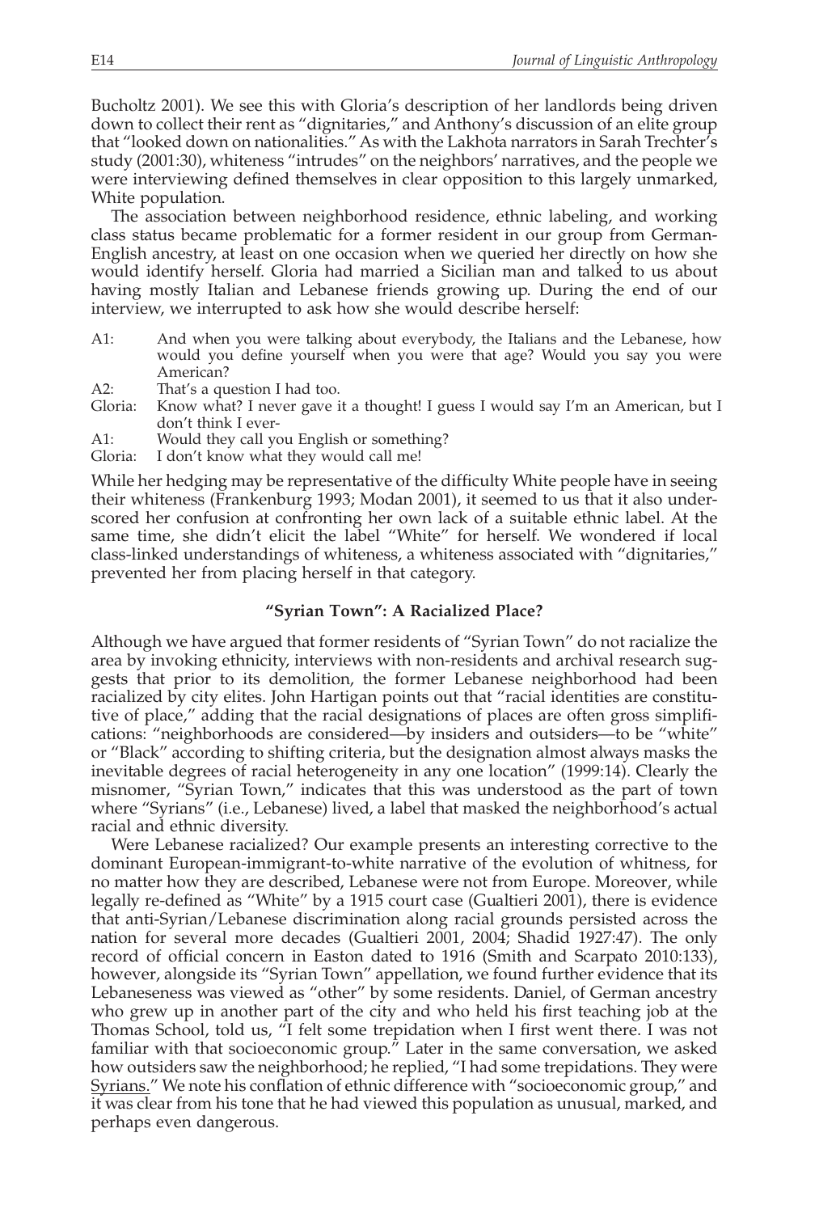Bucholtz 2001). We see this with Gloria's description of her landlords being driven down to collect their rent as "dignitaries," and Anthony's discussion of an elite group that "looked down on nationalities." As with the Lakhota narrators in Sarah Trechter's study (2001:30), whiteness "intrudes" on the neighbors' narratives, and the people we were interviewing defined themselves in clear opposition to this largely unmarked, White population.

The association between neighborhood residence, ethnic labeling, and working class status became problematic for a former resident in our group from German-English ancestry, at least on one occasion when we queried her directly on how she would identify herself. Gloria had married a Sicilian man and talked to us about having mostly Italian and Lebanese friends growing up. During the end of our interview, we interrupted to ask how she would describe herself:

A1: And when you were talking about everybody, the Italians and the Lebanese, how would you define yourself when you were that age? Would you say you were American?
A2: That's a question I had too.
Gloria: Know what? I never gave it a thought! I guess I would say I'm an American, but I don't think I ever-
A1: Would they call you English or something?
Gloria: I don't know what they would call me!

While her hedging may be representative of the difficulty White people have in seeing their whiteness (Frankenburg 1993; Modan 2001), it seemed to us that it also underscored her confusion at confronting her own lack of a suitable ethnic label. At the same time, she didn't elicit the label "White" for herself. We wondered if local class-linked understandings of whiteness, a whiteness associated with "dignitaries," prevented her from placing herself in that category.

### "Syrian Town": A Racialized Place?

Although we have argued that former residents of "Syrian Town" do not racialize the area by invoking ethnicity, interviews with non-residents and archival research suggests that prior to its demolition, the former Lebanese neighborhood had been racialized by city elites. John Hartigan points out that "racial identities are constitutive of place," adding that the racial designations of places are often gross simplifications: "neighborhoods are considered—by insiders and outsiders—to be "white" or "Black" according to shifting criteria, but the designation almost always masks the inevitable degrees of racial heterogeneity in any one location" (1999:14). Clearly the misnomer, "Syrian Town," indicates that this was understood as the part of town where "Syrians" (i.e., Lebanese) lived, a label that masked the neighborhood's actual racial and ethnic diversity.

Were Lebanese racialized? Our example presents an interesting corrective to the dominant European-immigrant-to-white narrative of the evolution of whitness, for no matter how they are described, Lebanese were not from Europe. Moreover, while legally re-defined as "White" by a 1915 court case (Gualtieri 2001), there is evidence that anti-Syrian/Lebanese discrimination along racial grounds persisted across the nation for several more decades (Gualtieri 2001, 2004; Shadid 1927:47). The only record of official concern in Easton dated to 1916 (Smith and Scarpato 2010:133), however, alongside its "Syrian Town" appellation, we found further evidence that its Lebaneseness was viewed as "other" by some residents. Daniel, of German ancestry who grew up in another part of the city and who held his first teaching job at the Thomas School, told us, "I felt some trepidation when I first went there. I was not familiar with that socioeconomic group." Later in the same conversation, we asked how outsiders saw the neighborhood; he replied, "I had some trepidations. They were <u>Syrians</u>." We note his conflation of ethnic difference with "socioeconomic group," and it was clear from his tone that he had viewed this population as unusual, marked, and perhaps even dangerous.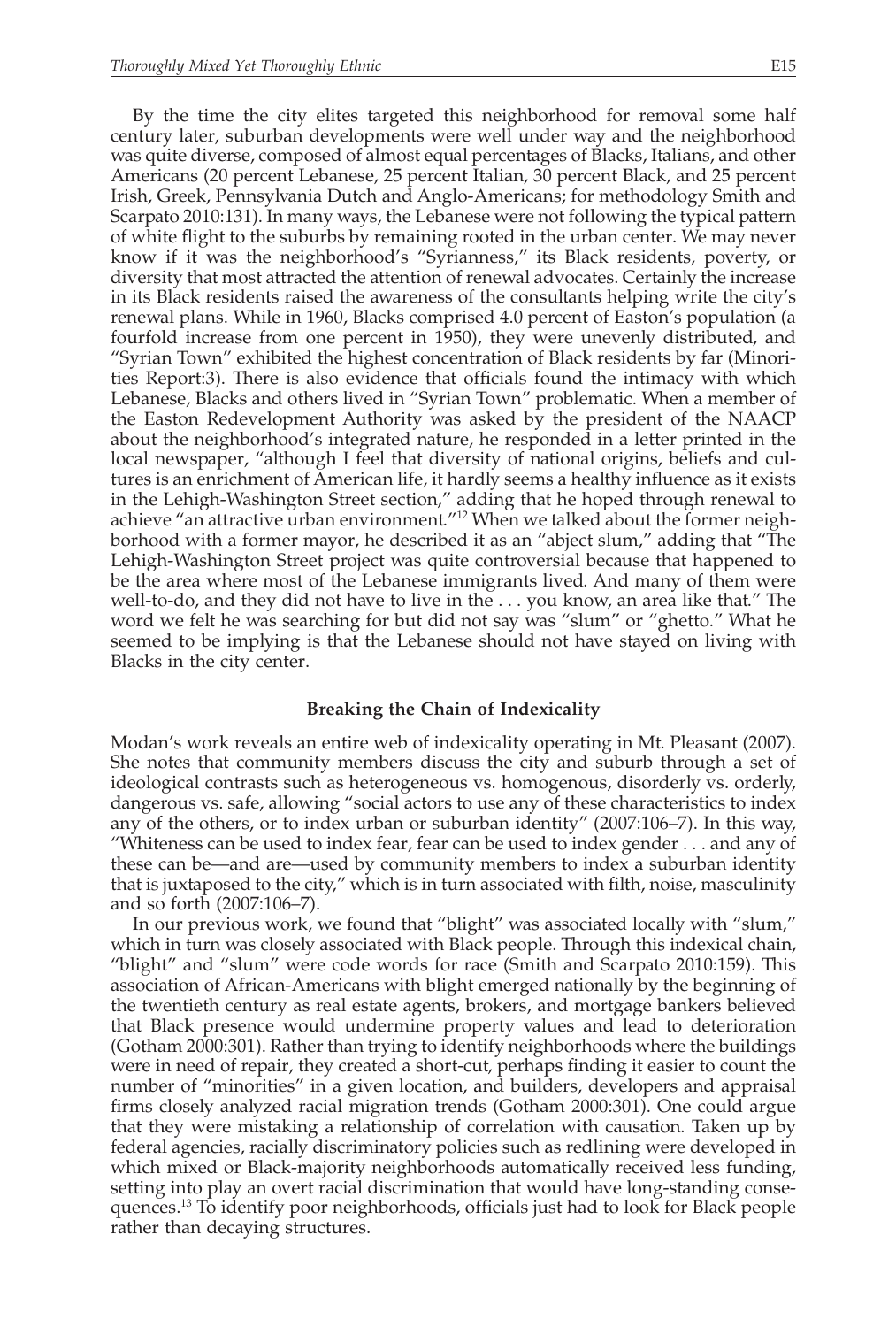By the time the city elites targeted this neighborhood for removal some half century later, suburban developments were well under way and the neighborhood was quite diverse, composed of almost equal percentages of Blacks, Italians, and other Americans (20 percent Lebanese, 25 percent Italian, 30 percent Black, and 25 percent Irish, Greek, Pennsylvania Dutch and Anglo-Americans; for methodology Smith and Scarpato 2010:131). In many ways, the Lebanese were not following the typical pattern of white flight to the suburbs by remaining rooted in the urban center. We may never know if it was the neighborhood's "Syrianness," its Black residents, poverty, or diversity that most attracted the attention of renewal advocates. Certainly the increase in its Black residents raised the awareness of the consultants helping write the city's renewal plans. While in 1960, Blacks comprised 4.0 percent of Easton's population (a fourfold increase from one percent in 1950), they were unevenly distributed, and "Syrian Town" exhibited the highest concentration of Black residents by far (Minorities Report:3). There is also evidence that officials found the intimacy with which Lebanese, Blacks and others lived in "Syrian Town" problematic. When a member of the Easton Redevelopment Authority was asked by the president of the NAACP about the neighborhood's integrated nature, he responded in a letter printed in the local newspaper, "although I feel that diversity of national origins, beliefs and cultures is an enrichment of American life, it hardly seems a healthy influence as it exists in the Lehigh-Washington Street section," adding that he hoped through renewal to achieve "an attractive urban environment."[12] When we talked about the former neighborhood with a former mayor, he described it as an "abject slum," adding that "The Lehigh-Washington Street project was quite controversial because that happened to be the area where most of the Lebanese immigrants lived. And many of them were well-to-do, and they did not have to live in the . . . you know, an area like that." The word we felt he was searching for but did not say was "slum" or "ghetto." What he seemed to be implying is that the Lebanese should not have stayed on living with Blacks in the city center.

## Breaking the Chain of Indexicality

Modan's work reveals an entire web of indexicality operating in Mt. Pleasant (2007). She notes that community members discuss the city and suburb through a set of ideological contrasts such as heterogeneous vs. homogenous, disorderly vs. orderly, dangerous vs. safe, allowing "social actors to use any of these characteristics to index any of the others, or to index urban or suburban identity" (2007:106–7). In this way, "Whiteness can be used to index fear, fear can be used to index gender . . . and any of these can be—and are—used by community members to index a suburban identity that is juxtaposed to the city," which is in turn associated with filth, noise, masculinity and so forth (2007:106–7).

In our previous work, we found that "blight" was associated locally with "slum," which in turn was closely associated with Black people. Through this indexical chain, "blight" and "slum" were code words for race (Smith and Scarpato 2010:159). This association of African-Americans with blight emerged nationally by the beginning of the twentieth century as real estate agents, brokers, and mortgage bankers believed that Black presence would undermine property values and lead to deterioration (Gotham 2000:301). Rather than trying to identify neighborhoods where the buildings were in need of repair, they created a short-cut, perhaps finding it easier to count the number of "minorities" in a given location, and builders, developers and appraisal firms closely analyzed racial migration trends (Gotham 2000:301). One could argue that they were mistaking a relationship of correlation with causation. Taken up by federal agencies, racially discriminatory policies such as redlining were developed in which mixed or Black-majority neighborhoods automatically received less funding, setting into play an overt racial discrimination that would have long-standing consequences.[13] To identify poor neighborhoods, officials just had to look for Black people rather than decaying structures.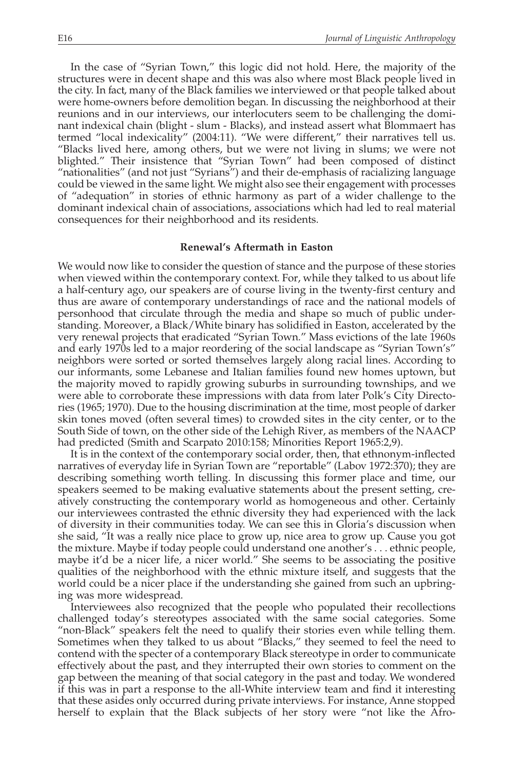In the case of "Syrian Town," this logic did not hold. Here, the majority of the structures were in decent shape and this was also where most Black people lived in the city. In fact, many of the Black families we interviewed or that people talked about were home-owners before demolition began. In discussing the neighborhood at their reunions and in our interviews, our interlocuters seem to be challenging the dominant indexical chain (blight - slum - Blacks), and instead assert what Blommaert has termed "local indexicality" (2004:11). "We were different," their narratives tell us. "Blacks lived here, among others, but we were not living in slums; we were not blighted." Their insistence that "Syrian Town" had been composed of distinct "nationalities" (and not just "Syrians") and their de-emphasis of racializing language could be viewed in the same light. We might also see their engagement with processes of "adequation" in stories of ethnic harmony as part of a wider challenge to the dominant indexical chain of associations, associations which had led to real material consequences for their neighborhood and its residents.

## Renewal's Aftermath in Easton

We would now like to consider the question of stance and the purpose of these stories when viewed within the contemporary context. For, while they talked to us about life a half-century ago, our speakers are of course living in the twenty-first century and thus are aware of contemporary understandings of race and the national models of personhood that circulate through the media and shape so much of public understanding. Moreover, a Black/White binary has solidified in Easton, accelerated by the very renewal projects that eradicated "Syrian Town." Mass evictions of the late 1960s and early 1970s led to a major reordering of the social landscape as "Syrian Town's" neighbors were sorted or sorted themselves largely along racial lines. According to our informants, some Lebanese and Italian families found new homes uptown, but the majority moved to rapidly growing suburbs in surrounding townships, and we were able to corroborate these impressions with data from later Polk's City Directories (1965; 1970). Due to the housing discrimination at the time, most people of darker skin tones moved (often several times) to crowded sites in the city center, or to the South Side of town, on the other side of the Lehigh River, as members of the NAACP had predicted (Smith and Scarpato 2010:158; Minorities Report 1965:2,9).

It is in the context of the contemporary social order, then, that ethnonym-inflected narratives of everyday life in Syrian Town are "reportable" (Labov 1972:370); they are describing something worth telling. In discussing this former place and time, our speakers seemed to be making evaluative statements about the present setting, creatively constructing the contemporary world as homogeneous and other. Certainly our interviewees contrasted the ethnic diversity they had experienced with the lack of diversity in their communities today. We can see this in Gloria's discussion when she said, "It was a really nice place to grow up, nice area to grow up. Cause you got the mixture. Maybe if today people could understand one another's . . . ethnic people, maybe it'd be a nicer life, a nicer world." She seems to be associating the positive qualities of the neighborhood with the ethnic mixture itself, and suggests that the world could be a nicer place if the understanding she gained from such an upbringing was more widespread.

Interviewees also recognized that the people who populated their recollections challenged today's stereotypes associated with the same social categories. Some "non-Black" speakers felt the need to qualify their stories even while telling them. Sometimes when they talked to us about "Blacks," they seemed to feel the need to contend with the specter of a contemporary Black stereotype in order to communicate effectively about the past, and they interrupted their own stories to comment on the gap between the meaning of that social category in the past and today. We wondered if this was in part a response to the all-White interview team and find it interesting that these asides only occurred during private interviews. For instance, Anne stopped herself to explain that the Black subjects of her story were "not like the Afro-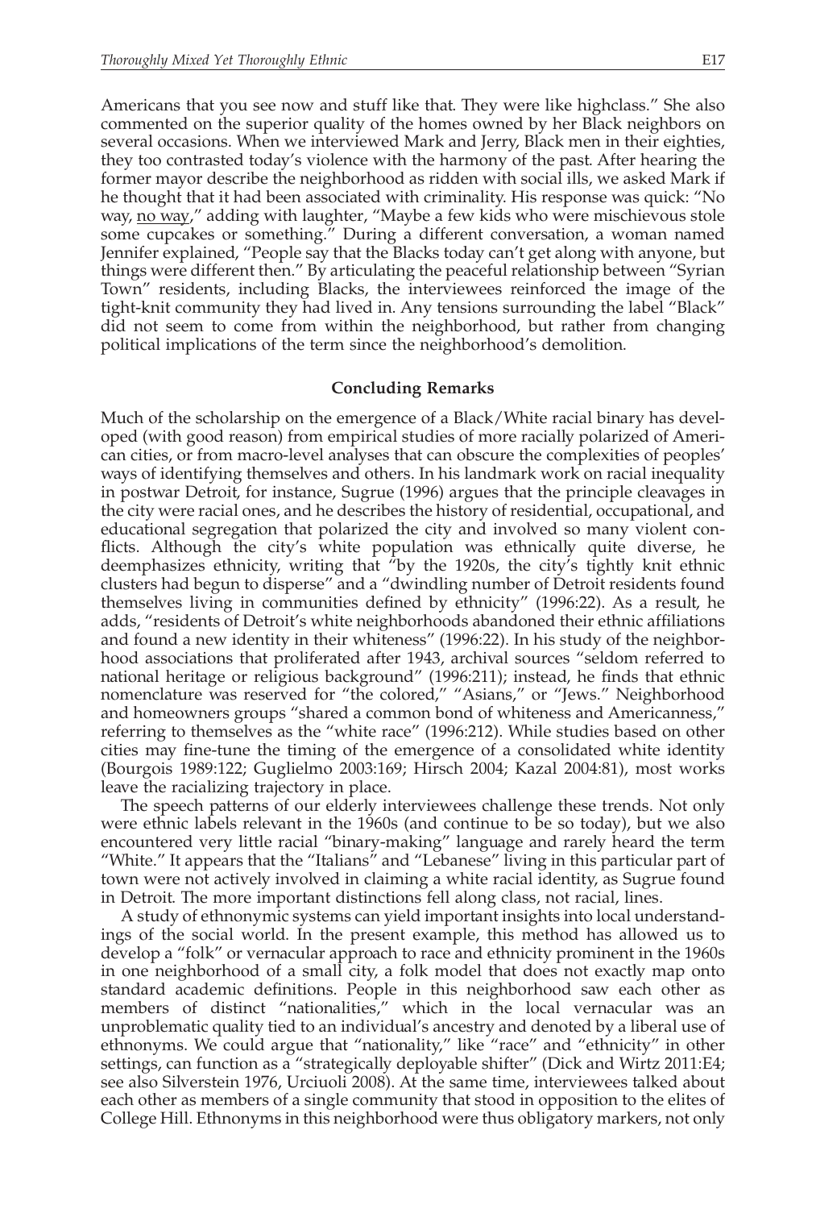Americans that you see now and stuff like that. They were like highclass." She also commented on the superior quality of the homes owned by her Black neighbors on several occasions. When we interviewed Mark and Jerry, Black men in their eighties, they too contrasted today's violence with the harmony of the past. After hearing the former mayor describe the neighborhood as ridden with social ills, we asked Mark if he thought that it had been associated with criminality. His response was quick: "No way, <u>no way</u>," adding with laughter, "Maybe a few kids who were mischievous stole some cupcakes or something." During a different conversation, a woman named Jennifer explained, "People say that the Blacks today can't get along with anyone, but things were different then." By articulating the peaceful relationship between "Syrian Town" residents, including Blacks, the interviewees reinforced the image of the tight-knit community they had lived in. Any tensions surrounding the label "Black" did not seem to come from within the neighborhood, but rather from changing political implications of the term since the neighborhood's demolition.

## Concluding Remarks

Much of the scholarship on the emergence of a Black/White racial binary has developed (with good reason) from empirical studies of more racially polarized of American cities, or from macro-level analyses that can obscure the complexities of peoples' ways of identifying themselves and others. In his landmark work on racial inequality in postwar Detroit, for instance, Sugrue (1996) argues that the principle cleavages in the city were racial ones, and he describes the history of residential, occupational, and educational segregation that polarized the city and involved so many violent conflicts. Although the city's white population was ethnically quite diverse, he deemphasizes ethnicity, writing that "by the 1920s, the city's tightly knit ethnic clusters had begun to disperse" and a "dwindling number of Detroit residents found themselves living in communities defined by ethnicity" (1996:22). As a result, he adds, "residents of Detroit's white neighborhoods abandoned their ethnic affiliations and found a new identity in their whiteness" (1996:22). In his study of the neighborhood associations that proliferated after 1943, archival sources "seldom referred to national heritage or religious background" (1996:211); instead, he finds that ethnic nomenclature was reserved for "the colored," "Asians," or "Jews." Neighborhood and homeowners groups "shared a common bond of whiteness and Americanness," referring to themselves as the "white race" (1996:212). While studies based on other cities may fine-tune the timing of the emergence of a consolidated white identity (Bourgois 1989:122; Guglielmo 2003:169; Hirsch 2004; Kazal 2004:81), most works leave the racializing trajectory in place.

The speech patterns of our elderly interviewees challenge these trends. Not only were ethnic labels relevant in the 1960s (and continue to be so today), but we also encountered very little racial "binary-making" language and rarely heard the term "White." It appears that the "Italians" and "Lebanese" living in this particular part of town were not actively involved in claiming a white racial identity, as Sugrue found in Detroit. The more important distinctions fell along class, not racial, lines.

A study of ethnonymic systems can yield important insights into local understandings of the social world. In the present example, this method has allowed us to develop a "folk" or vernacular approach to race and ethnicity prominent in the 1960s in one neighborhood of a small city, a folk model that does not exactly map onto standard academic definitions. People in this neighborhood saw each other as members of distinct "nationalities," which in the local vernacular was an unproblematic quality tied to an individual's ancestry and denoted by a liberal use of ethnonyms. We could argue that "nationality," like "race" and "ethnicity" in other settings, can function as a "strategically deployable shifter" (Dick and Wirtz 2011:E4; see also Silverstein 1976, Urciuoli 2008). At the same time, interviewees talked about each other as members of a single community that stood in opposition to the elites of College Hill. Ethnonyms in this neighborhood were thus obligatory markers, not only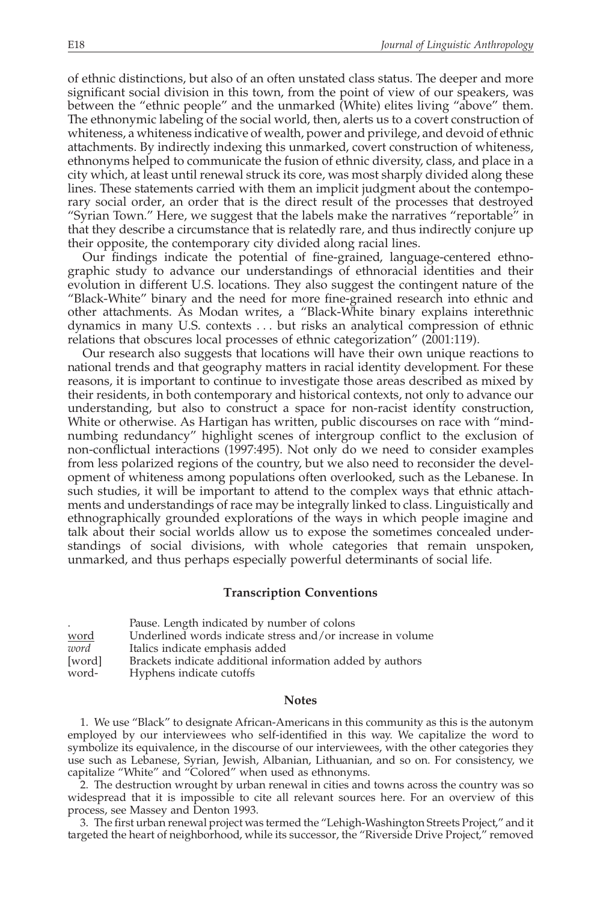of ethnic distinctions, but also of an often unstated class status. The deeper and more significant social division in this town, from the point of view of our speakers, was between the "ethnic people" and the unmarked (White) elites living "above" them. The ethnonymic labeling of the social world, then, alerts us to a covert construction of whiteness, a whiteness indicative of wealth, power and privilege, and devoid of ethnic attachments. By indirectly indexing this unmarked, covert construction of whiteness, ethnonyms helped to communicate the fusion of ethnic diversity, class, and place in a city which, at least until renewal struck its core, was most sharply divided along these lines. These statements carried with them an implicit judgment about the contemporary social order, an order that is the direct result of the processes that destroyed "Syrian Town." Here, we suggest that the labels make the narratives "reportable" in that they describe a circumstance that is relatedly rare, and thus indirectly conjure up their opposite, the contemporary city divided along racial lines.

Our findings indicate the potential of fine-grained, language-centered ethnographic study to advance our understandings of ethnoracial identities and their evolution in different U.S. locations. They also suggest the contingent nature of the "Black-White" binary and the need for more fine-grained research into ethnic and other attachments. As Modan writes, a "Black-White binary explains interethnic dynamics in many U.S. contexts . . . but risks an analytical compression of ethnic relations that obscures local processes of ethnic categorization" (2001:119).

Our research also suggests that locations will have their own unique reactions to national trends and that geography matters in racial identity development. For these reasons, it is important to continue to investigate those areas described as mixed by their residents, in both contemporary and historical contexts, not only to advance our understanding, but also to construct a space for non-racist identity construction, White or otherwise. As Hartigan has written, public discourses on race with "mind-numbing redundancy" highlight scenes of intergroup conflict to the exclusion of non-conflictual interactions (1997:495). Not only do we need to consider examples from less polarized regions of the country, but we also need to reconsider the development of whiteness among populations often overlooked, such as the Lebanese. In such studies, it will be important to attend to the complex ways that ethnic attachments and understandings of race may be integrally linked to class. Linguistically and ethnographically grounded explorations of the ways in which people imagine and talk about their social worlds allow us to expose the sometimes concealed understandings of social divisions, with whole categories that remain unspoken, unmarked, and thus perhaps especially powerful determinants of social life.

## Transcription Conventions

| | |
|---|---|
| . | Pause. Length indicated by number of colons |
| <u>word</u> | Underlined words indicate stress and/or increase in volume |
| *word* | Italics indicate emphasis added |
| [word] | Brackets indicate additional information added by authors |
| word- | Hyphens indicate cutoffs |

## Notes

1. We use "Black" to designate African-Americans in this community as this is the autonym employed by our interviewees who self-identified in this way. We capitalize the word to symbolize its equivalence, in the discourse of our interviewees, with the other categories they use such as Lebanese, Syrian, Jewish, Albanian, Lithuanian, and so on. For consistency, we capitalize "White" and "Colored" when used as ethnonyms.

2. The destruction wrought by urban renewal in cities and towns across the country was so widespread that it is impossible to cite all relevant sources here. For an overview of this process, see Massey and Denton 1993.

3. The first urban renewal project was termed the "Lehigh-Washington Streets Project," and it targeted the heart of neighborhood, while its successor, the "Riverside Drive Project," removed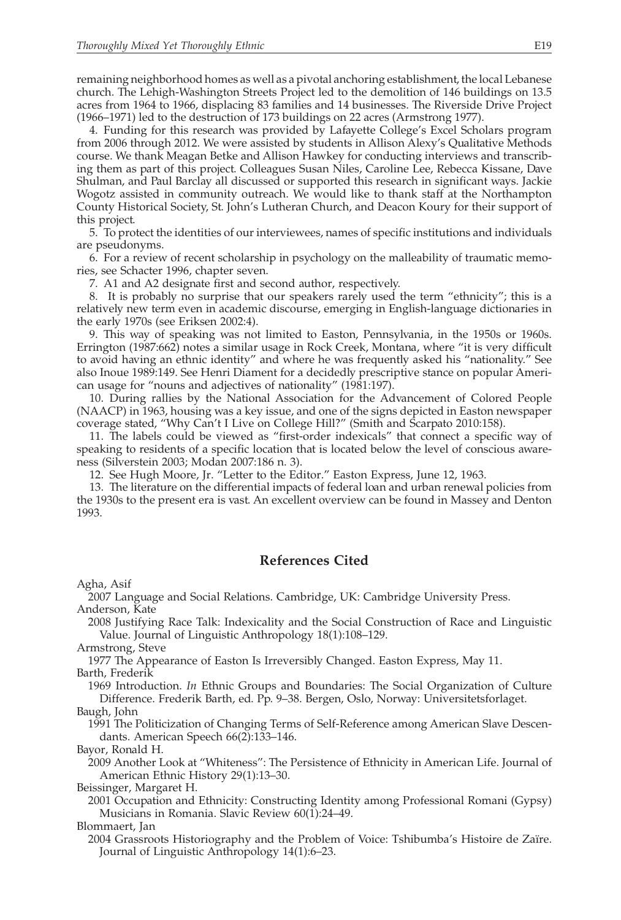remaining neighborhood homes as well as a pivotal anchoring establishment, the local Lebanese church. The Lehigh-Washington Streets Project led to the demolition of 146 buildings on 13.5 acres from 1964 to 1966, displacing 83 families and 14 businesses. The Riverside Drive Project (1966–1971) led to the destruction of 173 buildings on 22 acres (Armstrong 1977).

4. Funding for this research was provided by Lafayette College's Excel Scholars program from 2006 through 2012. We were assisted by students in Allison Alexy's Qualitative Methods course. We thank Meagan Betke and Allison Hawkey for conducting interviews and transcribing them as part of this project. Colleagues Susan Niles, Caroline Lee, Rebecca Kissane, Dave Shulman, and Paul Barclay all discussed or supported this research in significant ways. Jackie Wogotz assisted in community outreach. We would like to thank staff at the Northampton County Historical Society, St. John's Lutheran Church, and Deacon Koury for their support of this project.

5. To protect the identities of our interviewees, names of specific institutions and individuals are pseudonyms.

6. For a review of recent scholarship in psychology on the malleability of traumatic memories, see Schacter 1996, chapter seven.

7. A1 and A2 designate first and second author, respectively.

8. It is probably no surprise that our speakers rarely used the term "ethnicity"; this is a relatively new term even in academic discourse, emerging in English-language dictionaries in the early 1970s (see Eriksen 2002:4).

9. This way of speaking was not limited to Easton, Pennsylvania, in the 1950s or 1960s. Errington (1987:662) notes a similar usage in Rock Creek, Montana, where "it is very difficult to avoid having an ethnic identity" and where he was frequently asked his "nationality." See also Inoue 1989:149. See Henri Diament for a decidedly prescriptive stance on popular American usage for "nouns and adjectives of nationality" (1981:197).

10. During rallies by the National Association for the Advancement of Colored People (NAACP) in 1963, housing was a key issue, and one of the signs depicted in Easton newspaper coverage stated, "Why Can't I Live on College Hill?" (Smith and Scarpato 2010:158).

11. The labels could be viewed as "first-order indexicals" that connect a specific way of speaking to residents of a specific location that is located below the level of conscious awareness (Silverstein 2003; Modan 2007:186 n. 3).

12. See Hugh Moore, Jr. "Letter to the Editor." Easton Express, June 12, 1963.

13. The literature on the differential impacts of federal loan and urban renewal policies from the 1930s to the present era is vast. An excellent overview can be found in Massey and Denton 1993.

## References Cited

Agha, Asif
2007 Language and Social Relations. Cambridge, UK: Cambridge University Press.

Anderson, Kate
2008 Justifying Race Talk: Indexicality and the Social Construction of Race and Linguistic Value. Journal of Linguistic Anthropology 18(1):108–129.

Armstrong, Steve
1977 The Appearance of Easton Is Irreversibly Changed. Easton Express, May 11.

Barth, Frederik
1969 Introduction. *In* Ethnic Groups and Boundaries: The Social Organization of Culture Difference. Frederik Barth, ed. Pp. 9–38. Bergen, Oslo, Norway: Universitetsforlaget.

Baugh, John
1991 The Politicization of Changing Terms of Self-Reference among American Slave Descendants. American Speech 66(2):133–146.

Bayor, Ronald H.
2009 Another Look at "Whiteness": The Persistence of Ethnicity in American Life. Journal of American Ethnic History 29(1):13–30.

Beissinger, Margaret H.
2001 Occupation and Ethnicity: Constructing Identity among Professional Romani (Gypsy) Musicians in Romania. Slavic Review 60(1):24–49.

Blommaert, Jan
2004 Grassroots Historiography and the Problem of Voice: Tshibumba's Histoire de Zaïre. Journal of Linguistic Anthropology 14(1):6–23.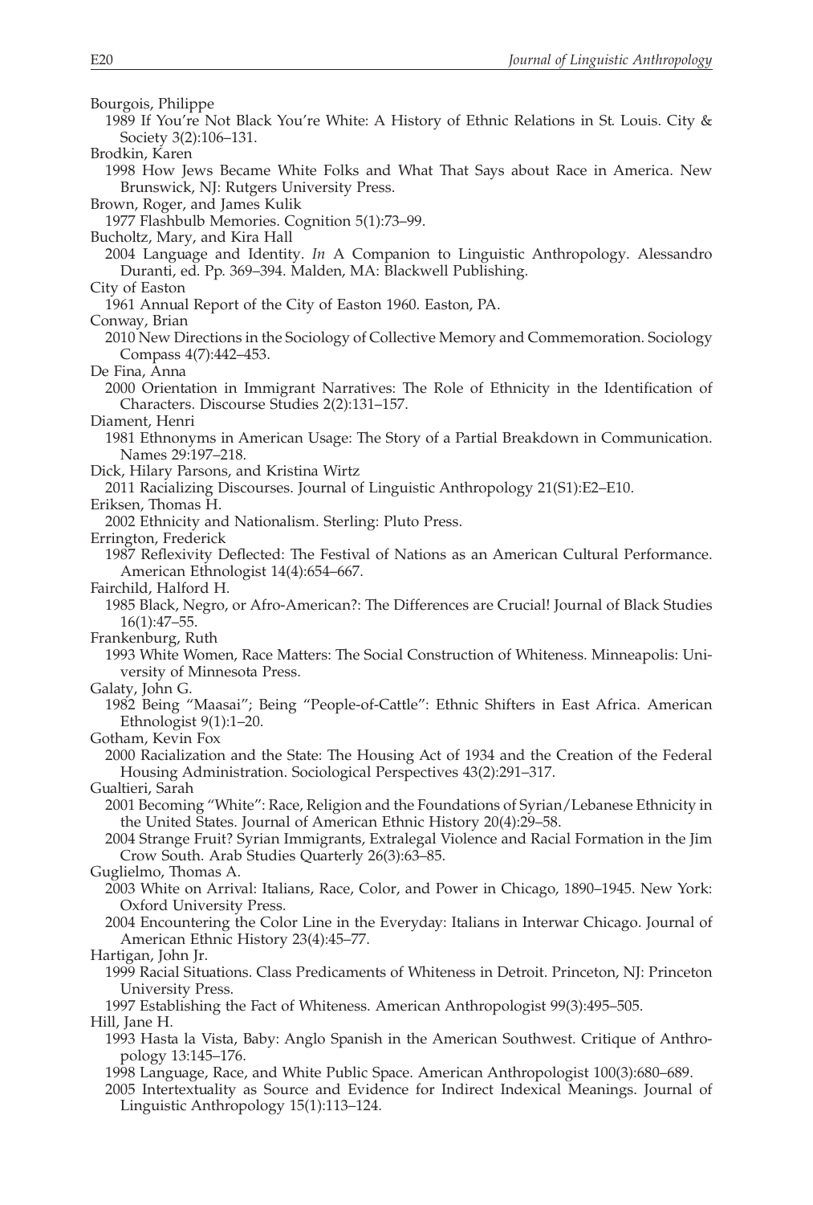Bourgois, Philippe

1989 If You're Not Black You're White: A History of Ethnic Relations in St. Louis. City & Society 3(2):106–131.

Brodkin, Karen

1998 How Jews Became White Folks and What That Says about Race in America. New Brunswick, NJ: Rutgers University Press.

Brown, Roger, and James Kulik

1977 Flashbulb Memories. Cognition 5(1):73–99.

Bucholtz, Mary, and Kira Hall

2004 Language and Identity. *In* A Companion to Linguistic Anthropology. Alessandro Duranti, ed. Pp. 369–394. Malden, MA: Blackwell Publishing.

City of Easton

1961 Annual Report of the City of Easton 1960. Easton, PA.

Conway, Brian

2010 New Directions in the Sociology of Collective Memory and Commemoration. Sociology Compass 4(7):442–453.

De Fina, Anna

2000 Orientation in Immigrant Narratives: The Role of Ethnicity in the Identification of Characters. Discourse Studies 2(2):131–157.

Diament, Henri

1981 Ethnonyms in American Usage: The Story of a Partial Breakdown in Communication. Names 29:197–218.

Dick, Hilary Parsons, and Kristina Wirtz

2011 Racializing Discourses. Journal of Linguistic Anthropology 21(S1):E2–E10.

Eriksen, Thomas H.

2002 Ethnicity and Nationalism. Sterling: Pluto Press.

Errington, Frederick

1987 Reflexivity Deflected: The Festival of Nations as an American Cultural Performance. American Ethnologist 14(4):654–667.

Fairchild, Halford H.

1985 Black, Negro, or Afro-American?: The Differences are Crucial! Journal of Black Studies 16(1):47–55.

Frankenburg, Ruth

1993 White Women, Race Matters: The Social Construction of Whiteness. Minneapolis: University of Minnesota Press.

Galaty, John G.

1982 Being "Maasai"; Being "People-of-Cattle": Ethnic Shifters in East Africa. American Ethnologist 9(1):1–20.

Gotham, Kevin Fox

2000 Racialization and the State: The Housing Act of 1934 and the Creation of the Federal Housing Administration. Sociological Perspectives 43(2):291–317.

Gualtieri, Sarah

2001 Becoming "White": Race, Religion and the Foundations of Syrian/Lebanese Ethnicity in the United States. Journal of American Ethnic History 20(4):29–58.

2004 Strange Fruit? Syrian Immigrants, Extralegal Violence and Racial Formation in the Jim Crow South. Arab Studies Quarterly 26(3):63–85.

Guglielmo, Thomas A.

2003 White on Arrival: Italians, Race, Color, and Power in Chicago, 1890–1945. New York: Oxford University Press.

2004 Encountering the Color Line in the Everyday: Italians in Interwar Chicago. Journal of American Ethnic History 23(4):45–77.

Hartigan, John Jr.

1999 Racial Situations. Class Predicaments of Whiteness in Detroit. Princeton, NJ: Princeton University Press.

1997 Establishing the Fact of Whiteness. American Anthropologist 99(3):495–505.

Hill, Jane H.

1993 Hasta la Vista, Baby: Anglo Spanish in the American Southwest. Critique of Anthropology 13:145–176.

1998 Language, Race, and White Public Space. American Anthropologist 100(3):680–689.

2005 Intertextuality as Source and Evidence for Indirect Indexical Meanings. Journal of Linguistic Anthropology 15(1):113–124.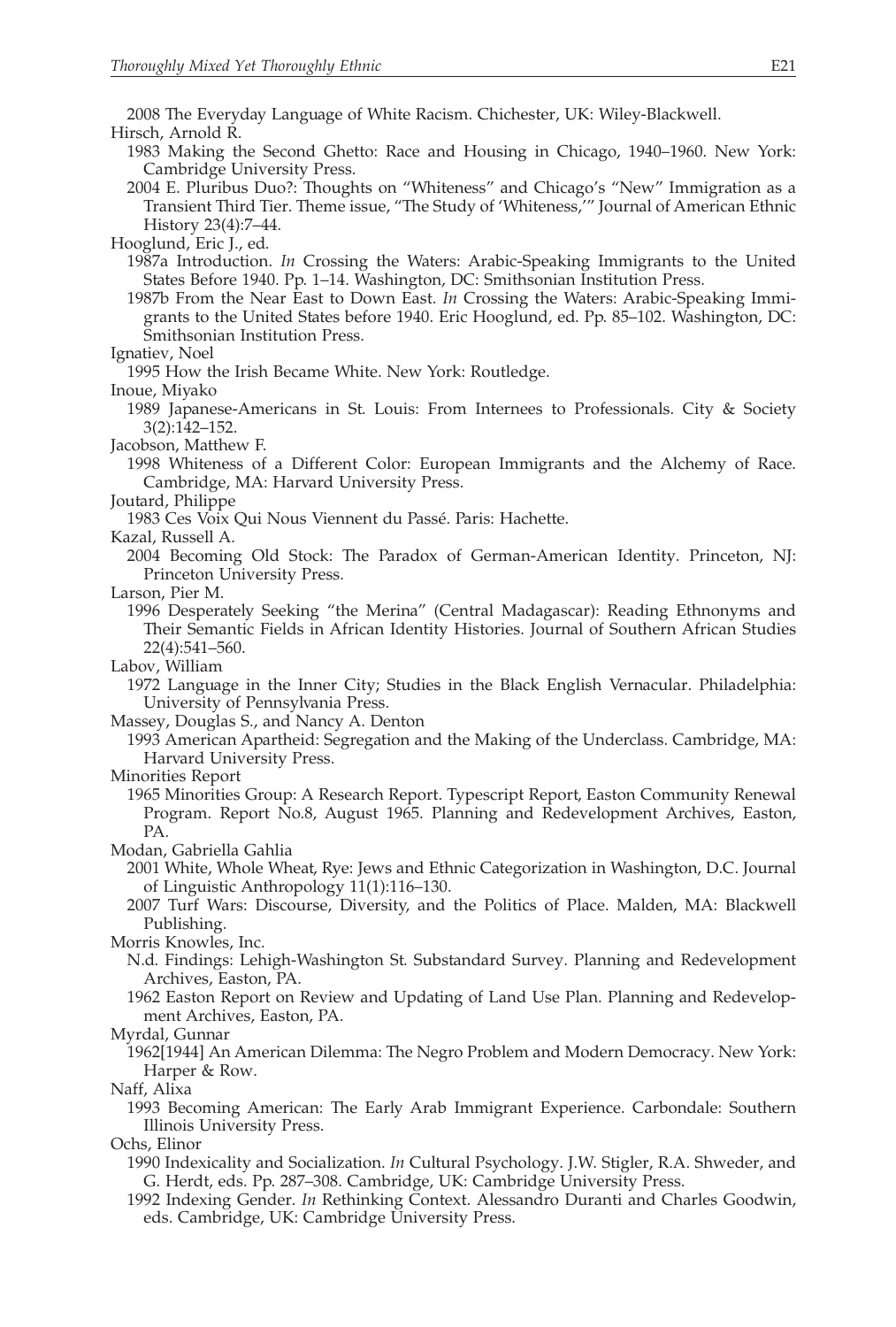2008 The Everyday Language of White Racism. Chichester, UK: Wiley-Blackwell.

Hirsch, Arnold R.

1983 Making the Second Ghetto: Race and Housing in Chicago, 1940–1960. New York: Cambridge University Press.

2004 E. Pluribus Duo?: Thoughts on "Whiteness" and Chicago's "New" Immigration as a Transient Third Tier. Theme issue, "The Study of 'Whiteness,'" Journal of American Ethnic History 23(4):7–44.

Hooglund, Eric J., ed.

1987a Introduction. *In* Crossing the Waters: Arabic-Speaking Immigrants to the United States Before 1940. Pp. 1–14. Washington, DC: Smithsonian Institution Press.

1987b From the Near East to Down East. *In* Crossing the Waters: Arabic-Speaking Immigrants to the United States before 1940. Eric Hooglund, ed. Pp. 85–102. Washington, DC: Smithsonian Institution Press.

Ignatiev, Noel

1995 How the Irish Became White. New York: Routledge.

Inoue, Miyako

1989 Japanese-Americans in St. Louis: From Internees to Professionals. City & Society 3(2):142–152.

Jacobson, Matthew F.

1998 Whiteness of a Different Color: European Immigrants and the Alchemy of Race. Cambridge, MA: Harvard University Press.

Joutard, Philippe

1983 Ces Voix Qui Nous Viennent du Passé. Paris: Hachette.

Kazal, Russell A.

2004 Becoming Old Stock: The Paradox of German-American Identity. Princeton, NJ: Princeton University Press.

Larson, Pier M.

1996 Desperately Seeking "the Merina" (Central Madagascar): Reading Ethnonyms and Their Semantic Fields in African Identity Histories. Journal of Southern African Studies 22(4):541–560.

Labov, William

1972 Language in the Inner City; Studies in the Black English Vernacular. Philadelphia: University of Pennsylvania Press.

Massey, Douglas S., and Nancy A. Denton

1993 American Apartheid: Segregation and the Making of the Underclass. Cambridge, MA: Harvard University Press.

Minorities Report

1965 Minorities Group: A Research Report. Typescript Report, Easton Community Renewal Program. Report No.8, August 1965. Planning and Redevelopment Archives, Easton, PA.

Modan, Gabriella Gahlia

2001 White, Whole Wheat, Rye: Jews and Ethnic Categorization in Washington, D.C. Journal of Linguistic Anthropology 11(1):116–130.

2007 Turf Wars: Discourse, Diversity, and the Politics of Place. Malden, MA: Blackwell Publishing.

Morris Knowles, Inc.

N.d. Findings: Lehigh-Washington St. Substandard Survey. Planning and Redevelopment Archives, Easton, PA.

1962 Easton Report on Review and Updating of Land Use Plan. Planning and Redevelopment Archives, Easton, PA.

Myrdal, Gunnar

1962[1944] An American Dilemma: The Negro Problem and Modern Democracy. New York: Harper & Row.

Naff, Alixa

1993 Becoming American: The Early Arab Immigrant Experience. Carbondale: Southern Illinois University Press.

Ochs, Elinor

1990 Indexicality and Socialization. *In* Cultural Psychology. J.W. Stigler, R.A. Shweder, and G. Herdt, eds. Pp. 287–308. Cambridge, UK: Cambridge University Press.

1992 Indexing Gender. *In* Rethinking Context. Alessandro Duranti and Charles Goodwin, eds. Cambridge, UK: Cambridge University Press.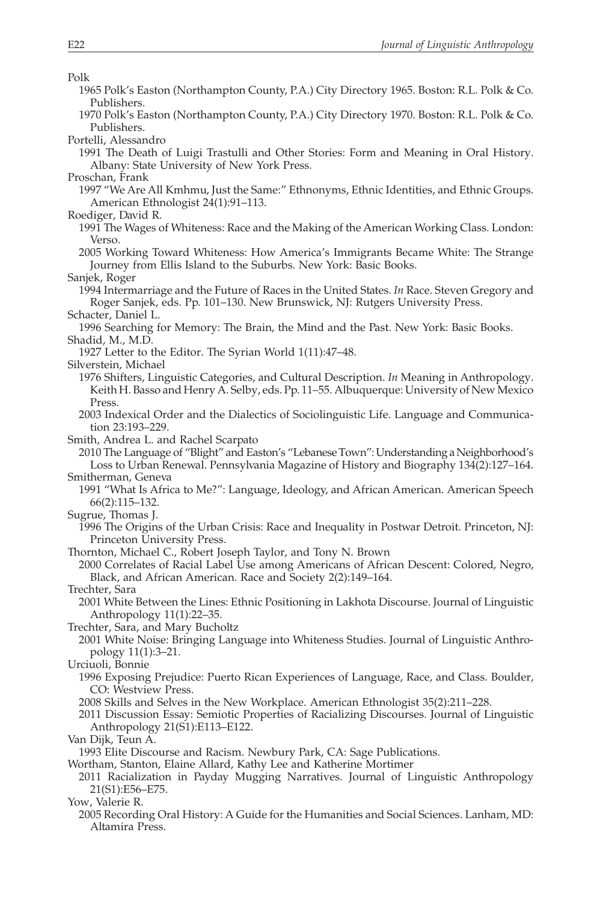Polk

1965 Polk's Easton (Northampton County, P.A.) City Directory 1965. Boston: R.L. Polk & Co. Publishers.

1970 Polk's Easton (Northampton County, P.A.) City Directory 1970. Boston: R.L. Polk & Co. Publishers.

Portelli, Alessandro

1991 The Death of Luigi Trastulli and Other Stories: Form and Meaning in Oral History. Albany: State University of New York Press.

Proschan, Frank

1997 "We Are All Kmhmu, Just the Same:" Ethnonyms, Ethnic Identities, and Ethnic Groups. American Ethnologist 24(1):91–113.

Roediger, David R.

1991 The Wages of Whiteness: Race and the Making of the American Working Class. London: Verso.

2005 Working Toward Whiteness: How America's Immigrants Became White: The Strange Journey from Ellis Island to the Suburbs. New York: Basic Books.

Sanjek, Roger

1994 Intermarriage and the Future of Races in the United States. *In* Race. Steven Gregory and Roger Sanjek, eds. Pp. 101–130. New Brunswick, NJ: Rutgers University Press.

Schacter, Daniel L.

1996 Searching for Memory: The Brain, the Mind and the Past. New York: Basic Books.

Shadid, M., M.D.

1927 Letter to the Editor. The Syrian World 1(11):47–48.

Silverstein, Michael

1976 Shifters, Linguistic Categories, and Cultural Description. *In* Meaning in Anthropology. Keith H. Basso and Henry A. Selby, eds. Pp. 11–55. Albuquerque: University of New Mexico Press.

2003 Indexical Order and the Dialectics of Sociolinguistic Life. Language and Communication 23:193–229.

Smith, Andrea L. and Rachel Scarpato

2010 The Language of "Blight" and Easton's "Lebanese Town": Understanding a Neighborhood's Loss to Urban Renewal. Pennsylvania Magazine of History and Biography 134(2):127–164.

Smitherman, Geneva

1991 "What Is Africa to Me?": Language, Ideology, and African American. American Speech 66(2):115–132.

Sugrue, Thomas J.

1996 The Origins of the Urban Crisis: Race and Inequality in Postwar Detroit. Princeton, NJ: Princeton University Press.

Thornton, Michael C., Robert Joseph Taylor, and Tony N. Brown

2000 Correlates of Racial Label Use among Americans of African Descent: Colored, Negro, Black, and African American. Race and Society 2(2):149–164.

Trechter, Sara

2001 White Between the Lines: Ethnic Positioning in Lakhota Discourse. Journal of Linguistic Anthropology 11(1):22–35.

Trechter, Sara, and Mary Bucholtz

2001 White Noise: Bringing Language into Whiteness Studies. Journal of Linguistic Anthropology 11(1):3–21.

Urciuoli, Bonnie

1996 Exposing Prejudice: Puerto Rican Experiences of Language, Race, and Class. Boulder, CO: Westview Press.

2008 Skills and Selves in the New Workplace. American Ethnologist 35(2):211–228.

2011 Discussion Essay: Semiotic Properties of Racializing Discourses. Journal of Linguistic Anthropology 21(S1):E113–E122.

Van Dijk, Teun A.

1993 Elite Discourse and Racism. Newbury Park, CA: Sage Publications.

Wortham, Stanton, Elaine Allard, Kathy Lee and Katherine Mortimer

2011 Racialization in Payday Mugging Narratives. Journal of Linguistic Anthropology 21(S1):E56–E75.

Yow, Valerie R.

2005 Recording Oral History: A Guide for the Humanities and Social Sciences. Lanham, MD: Altamira Press.